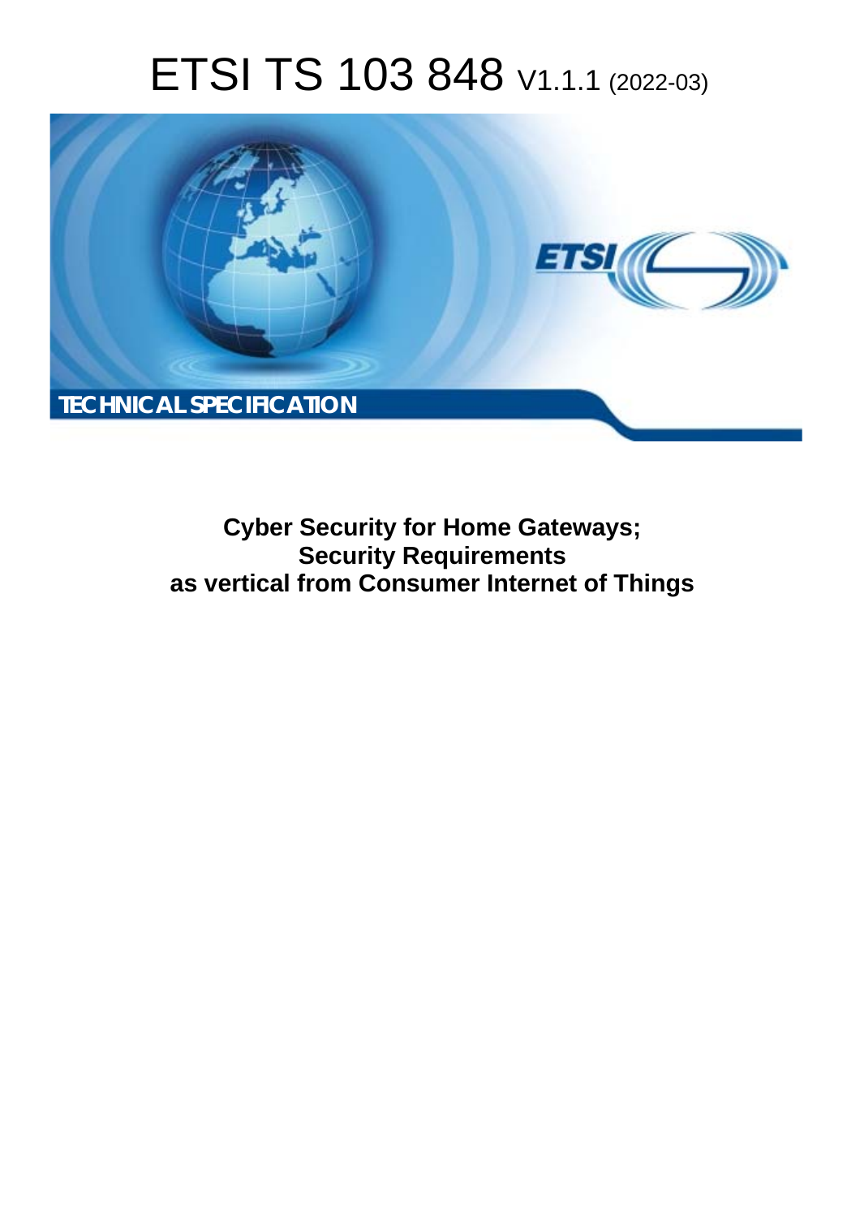# ETSI TS 103 848 V1.1.1 (2022-03)

TECHNICAL SPECIFICATION

**Cyber Security for Home Gateways;**
**Security Requirements**
**as vertical from Consumer Internet of Things**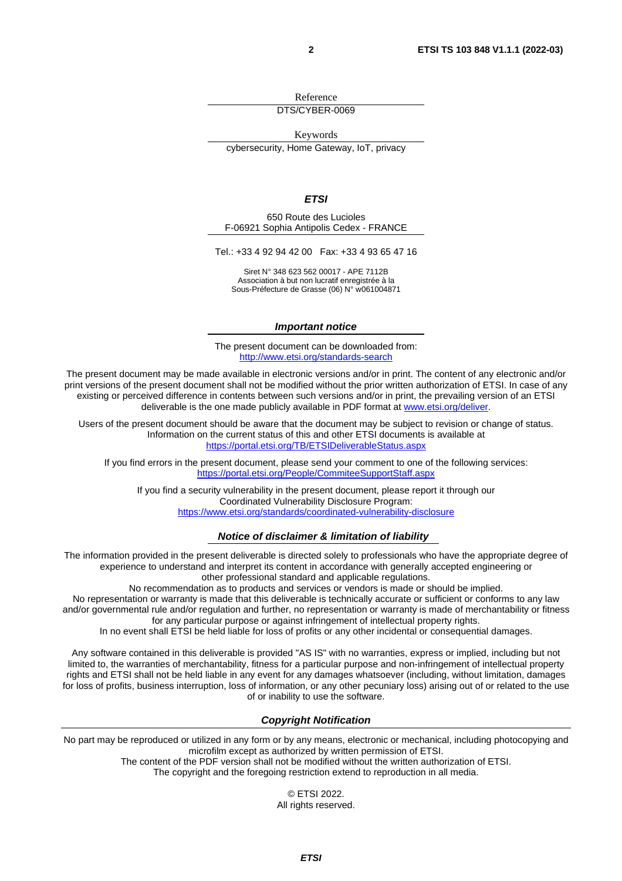Reference

DTS/CYBER-0069

Keywords

cybersecurity, Home Gateway, IoT, privacy

***ETSI***

650 Route des Lucioles
F-06921 Sophia Antipolis Cedex - FRANCE

Tel.: +33 4 92 94 42 00 Fax: +33 4 93 65 47 16

Siret N° 348 623 562 00017 - APE 7112B
Association à but non lucratif enregistrée à la
Sous-Préfecture de Grasse (06) N° w061004871

***Important notice***

The present document can be downloaded from:
http://www.etsi.org/standards-search

The present document may be made available in electronic versions and/or in print. The content of any electronic and/or print versions of the present document shall not be modified without the prior written authorization of ETSI. In case of any existing or perceived difference in contents between such versions and/or in print, the prevailing version of an ETSI deliverable is the one made publicly available in PDF format at www.etsi.org/deliver.

Users of the present document should be aware that the document may be subject to revision or change of status. Information on the current status of this and other ETSI documents is available at
https://portal.etsi.org/TB/ETSIDeliverableStatus.aspx

If you find errors in the present document, please send your comment to one of the following services:
https://portal.etsi.org/People/CommiteeSupportStaff.aspx

If you find a security vulnerability in the present document, please report it through our Coordinated Vulnerability Disclosure Program:
https://www.etsi.org/standards/coordinated-vulnerability-disclosure

***Notice of disclaimer & limitation of liability***

The information provided in the present deliverable is directed solely to professionals who have the appropriate degree of experience to understand and interpret its content in accordance with generally accepted engineering or other professional standard and applicable regulations.
No recommendation as to products and services or vendors is made or should be implied.
No representation or warranty is made that this deliverable is technically accurate or sufficient or conforms to any law and/or governmental rule and/or regulation and further, no representation or warranty is made of merchantability or fitness for any particular purpose or against infringement of intellectual property rights.
In no event shall ETSI be held liable for loss of profits or any other incidental or consequential damages.

Any software contained in this deliverable is provided "AS IS" with no warranties, express or implied, including but not limited to, the warranties of merchantability, fitness for a particular purpose and non-infringement of intellectual property rights and ETSI shall not be held liable in any event for any damages whatsoever (including, without limitation, damages for loss of profits, business interruption, loss of information, or any other pecuniary loss) arising out of or related to the use of or inability to use the software.

***Copyright Notification***

No part may be reproduced or utilized in any form or by any means, electronic or mechanical, including photocopying and microfilm except as authorized by written permission of ETSI.
The content of the PDF version shall not be modified without the written authorization of ETSI.
The copyright and the foregoing restriction extend to reproduction in all media.

© ETSI 2022.
All rights reserved.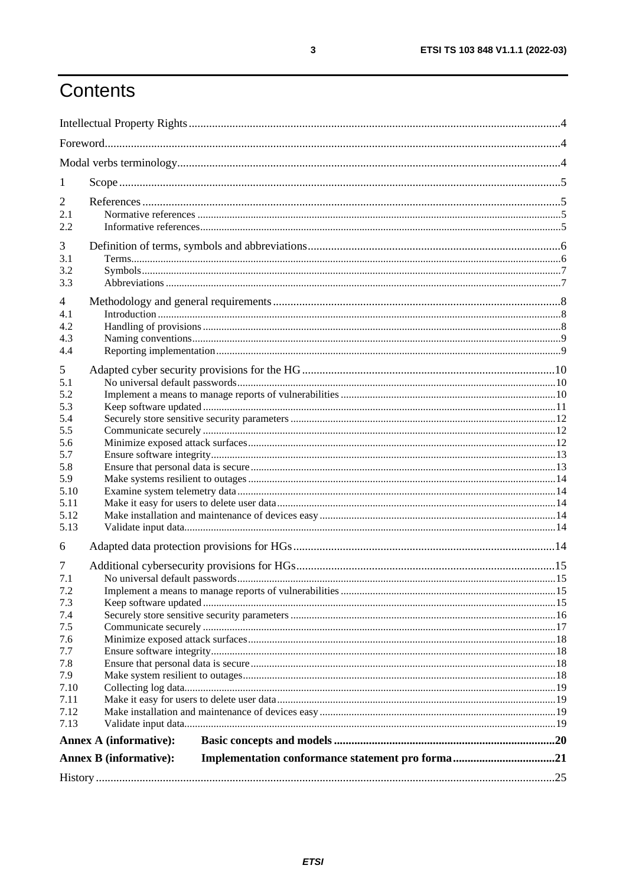# Contents

Intellectual Property Rights ....................................................................................................................................4

Foreword.............................................................................................................................................................4

Modal verbs terminology....................................................................................................................................4

1 Scope ........................................................................................................................................................5

2 References ................................................................................................................................................5
2.1 Normative references .........................................................................................................................................5
2.2 Informative references........................................................................................................................................5

3 Definition of terms, symbols and abbreviations .......................................................................................6
3.1 Terms..................................................................................................................................................................6
3.2 Symbols..............................................................................................................................................................7
3.3 Abbreviations .....................................................................................................................................................7

4 Methodology and general requirements ...................................................................................................8
4.1 Introduction ........................................................................................................................................................8
4.2 Handling of provisions .......................................................................................................................................8
4.3 Naming conventions...........................................................................................................................................9
4.4 Reporting implementation..................................................................................................................................9

5 Adapted cyber security provisions for the HG .......................................................................................10
5.1 No universal default passwords........................................................................................................................10
5.2 Implement a means to manage reports of vulnerabilities .................................................................................10
5.3 Keep software updated .....................................................................................................................................11
5.4 Securely store sensitive security parameters ....................................................................................................12
5.5 Communicate securely .....................................................................................................................................12
5.6 Minimize exposed attack surfaces....................................................................................................................12
5.7 Ensure software integrity..................................................................................................................................13
5.8 Ensure that personal data is secure...................................................................................................................13
5.9 Make systems resilient to outages ....................................................................................................................14
5.10 Examine system telemetry data ........................................................................................................................14
5.11 Make it easy for users to delete user data.........................................................................................................14
5.12 Make installation and maintenance of devices easy .........................................................................................14
5.13 Validate input data............................................................................................................................................14

6 Adapted data protection provisions for HGs ..........................................................................................14

7 Additional cybersecurity provisions for HGs..........................................................................................15
7.1 No universal default passwords........................................................................................................................15
7.2 Implement a means to manage reports of vulnerabilities .................................................................................15
7.3 Keep software updated .....................................................................................................................................15
7.4 Securely store sensitive security parameters ....................................................................................................16
7.5 Communicate securely .....................................................................................................................................17
7.6 Minimize exposed attack surfaces....................................................................................................................18
7.7 Ensure software integrity..................................................................................................................................18
7.8 Ensure that personal data is secure...................................................................................................................18
7.9 Make system resilient to outages......................................................................................................................18
7.10 Collecting log data............................................................................................................................................19
7.11 Make it easy for users to delete user data.........................................................................................................19
7.12 Make installation and maintenance of devices easy .........................................................................................19
7.13 Validate input data............................................................................................................................................19

**Annex A (informative): Basic concepts and models ............................................................................20**

**Annex B (informative): Implementation conformance statement pro forma ....................................21**

History ..............................................................................................................................................................25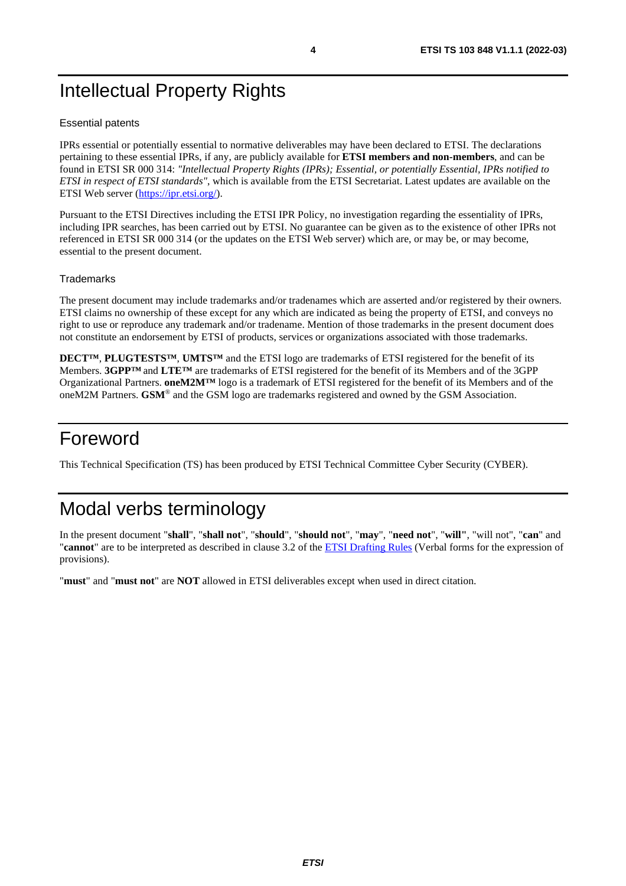# Intellectual Property Rights

## Essential patents

IPRs essential or potentially essential to normative deliverables may have been declared to ETSI. The declarations pertaining to these essential IPRs, if any, are publicly available for **ETSI members and non-members**, and can be found in ETSI SR 000 314: *"Intellectual Property Rights (IPRs); Essential, or potentially Essential, IPRs notified to ETSI in respect of ETSI standards"*, which is available from the ETSI Secretariat. Latest updates are available on the ETSI Web server (https://ipr.etsi.org/).

Pursuant to the ETSI Directives including the ETSI IPR Policy, no investigation regarding the essentiality of IPRs, including IPR searches, has been carried out by ETSI. No guarantee can be given as to the existence of other IPRs not referenced in ETSI SR 000 314 (or the updates on the ETSI Web server) which are, or may be, or may become, essential to the present document.

## Trademarks

The present document may include trademarks and/or tradenames which are asserted and/or registered by their owners. ETSI claims no ownership of these except for any which are indicated as being the property of ETSI, and conveys no right to use or reproduce any trademark and/or tradename. Mention of those trademarks in the present document does not constitute an endorsement by ETSI of products, services or organizations associated with those trademarks.

**DECT™**, **PLUGTESTS™**, **UMTS™** and the ETSI logo are trademarks of ETSI registered for the benefit of its Members. **3GPP™** and **LTE™** are trademarks of ETSI registered for the benefit of its Members and of the 3GPP Organizational Partners. **oneM2M™** logo is a trademark of ETSI registered for the benefit of its Members and of the oneM2M Partners. **GSM**® and the GSM logo are trademarks registered and owned by the GSM Association.

# Foreword

This Technical Specification (TS) has been produced by ETSI Technical Committee Cyber Security (CYBER).

# Modal verbs terminology

In the present document "**shall**", "**shall not**", "**should**", "**should not**", "**may**", "**need not**", "**will**", "will not", "**can**" and "**cannot**" are to be interpreted as described in clause 3.2 of the ETSI Drafting Rules (Verbal forms for the expression of provisions).

"**must**" and "**must not**" are **NOT** allowed in ETSI deliverables except when used in direct citation.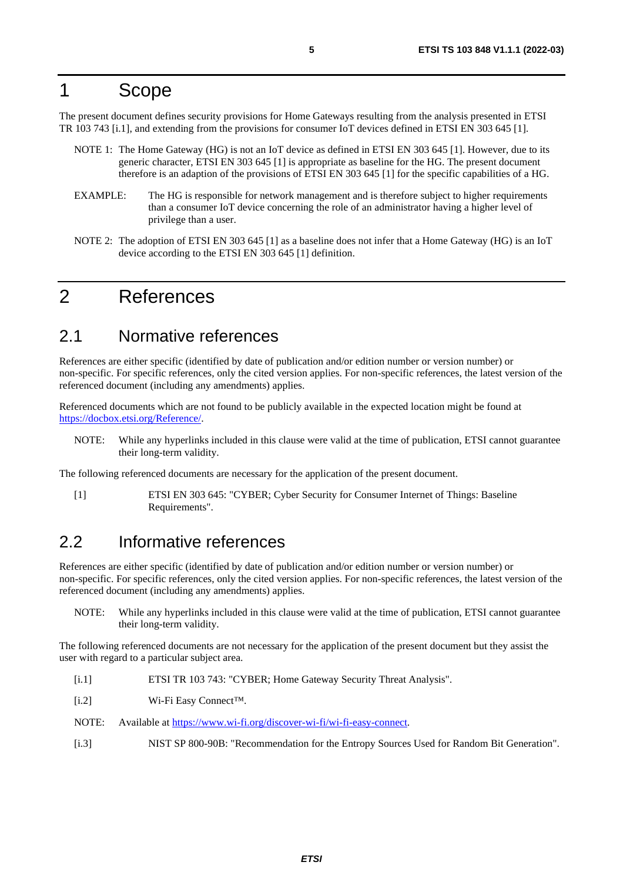# 1 Scope

The present document defines security provisions for Home Gateways resulting from the analysis presented in ETSI TR 103 743 [i.1], and extending from the provisions for consumer IoT devices defined in ETSI EN 303 645 [1].

NOTE 1: The Home Gateway (HG) is not an IoT device as defined in ETSI EN 303 645 [1]. However, due to its generic character, ETSI EN 303 645 [1] is appropriate as baseline for the HG. The present document therefore is an adaption of the provisions of ETSI EN 303 645 [1] for the specific capabilities of a HG.

EXAMPLE: The HG is responsible for network management and is therefore subject to higher requirements than a consumer IoT device concerning the role of an administrator having a higher level of privilege than a user.

NOTE 2: The adoption of ETSI EN 303 645 [1] as a baseline does not infer that a Home Gateway (HG) is an IoT device according to the ETSI EN 303 645 [1] definition.

# 2 References

## 2.1 Normative references

References are either specific (identified by date of publication and/or edition number or version number) or non-specific. For specific references, only the cited version applies. For non-specific references, the latest version of the referenced document (including any amendments) applies.

Referenced documents which are not found to be publicly available in the expected location might be found at https://docbox.etsi.org/Reference/.

NOTE: While any hyperlinks included in this clause were valid at the time of publication, ETSI cannot guarantee their long-term validity.

The following referenced documents are necessary for the application of the present document.

[1] ETSI EN 303 645: "CYBER; Cyber Security for Consumer Internet of Things: Baseline Requirements".

## 2.2 Informative references

References are either specific (identified by date of publication and/or edition number or version number) or non-specific. For specific references, only the cited version applies. For non-specific references, the latest version of the referenced document (including any amendments) applies.

NOTE: While any hyperlinks included in this clause were valid at the time of publication, ETSI cannot guarantee their long-term validity.

The following referenced documents are not necessary for the application of the present document but they assist the user with regard to a particular subject area.

[i.1] ETSI TR 103 743: "CYBER; Home Gateway Security Threat Analysis".

[i.2] Wi-Fi Easy Connect™.

NOTE: Available at https://www.wi-fi.org/discover-wi-fi/wi-fi-easy-connect.

[i.3] NIST SP 800-90B: "Recommendation for the Entropy Sources Used for Random Bit Generation".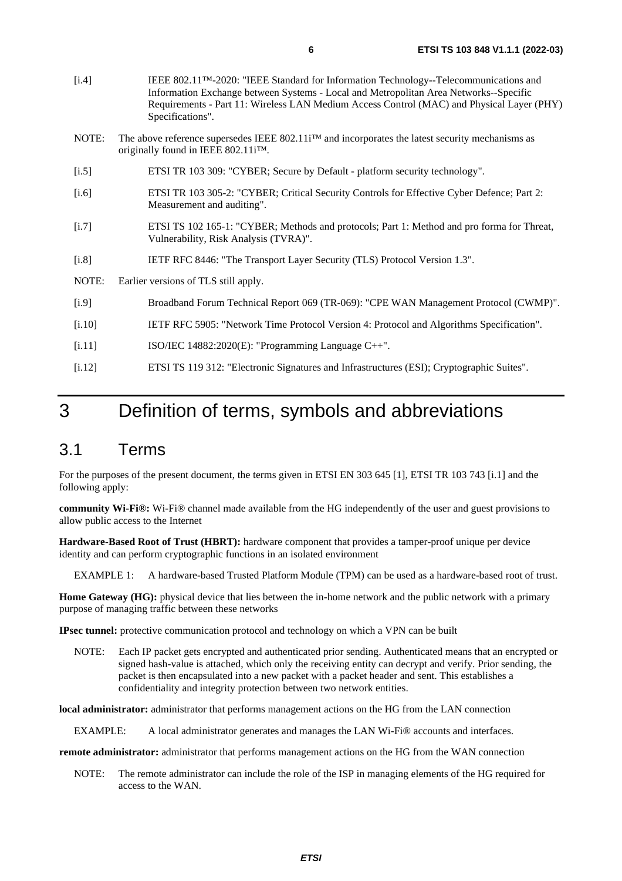[i.4] IEEE 802.11™-2020: "IEEE Standard for Information Technology--Telecommunications and Information Exchange between Systems - Local and Metropolitan Area Networks--Specific Requirements - Part 11: Wireless LAN Medium Access Control (MAC) and Physical Layer (PHY) Specifications".

NOTE: The above reference supersedes IEEE 802.11i™ and incorporates the latest security mechanisms as originally found in IEEE 802.11i™.

[i.5] ETSI TR 103 309: "CYBER; Secure by Default - platform security technology".

[i.6] ETSI TR 103 305-2: "CYBER; Critical Security Controls for Effective Cyber Defence; Part 2: Measurement and auditing".

[i.7] ETSI TS 102 165-1: "CYBER; Methods and protocols; Part 1: Method and pro forma for Threat, Vulnerability, Risk Analysis (TVRA)".

[i.8] IETF RFC 8446: "The Transport Layer Security (TLS) Protocol Version 1.3".

NOTE: Earlier versions of TLS still apply.

[i.9] Broadband Forum Technical Report 069 (TR-069): "CPE WAN Management Protocol (CWMP)".

[i.10] IETF RFC 5905: "Network Time Protocol Version 4: Protocol and Algorithms Specification".

[i.11] ISO/IEC 14882:2020(E): "Programming Language C++".

[i.12] ETSI TS 119 312: "Electronic Signatures and Infrastructures (ESI); Cryptographic Suites".

# 3 Definition of terms, symbols and abbreviations

## 3.1 Terms

For the purposes of the present document, the terms given in ETSI EN 303 645 [1], ETSI TR 103 743 [i.1] and the following apply:

**community Wi-Fi®:** Wi-Fi® channel made available from the HG independently of the user and guest provisions to allow public access to the Internet

**Hardware-Based Root of Trust (HBRT):** hardware component that provides a tamper-proof unique per device identity and can perform cryptographic functions in an isolated environment

EXAMPLE 1: A hardware-based Trusted Platform Module (TPM) can be used as a hardware-based root of trust.

**Home Gateway (HG):** physical device that lies between the in-home network and the public network with a primary purpose of managing traffic between these networks

**IPsec tunnel:** protective communication protocol and technology on which a VPN can be built

NOTE: Each IP packet gets encrypted and authenticated prior sending. Authenticated means that an encrypted or signed hash-value is attached, which only the receiving entity can decrypt and verify. Prior sending, the packet is then encapsulated into a new packet with a packet header and sent. This establishes a confidentiality and integrity protection between two network entities.

**local administrator:** administrator that performs management actions on the HG from the LAN connection

EXAMPLE: A local administrator generates and manages the LAN Wi-Fi® accounts and interfaces.

**remote administrator:** administrator that performs management actions on the HG from the WAN connection

NOTE: The remote administrator can include the role of the ISP in managing elements of the HG required for access to the WAN.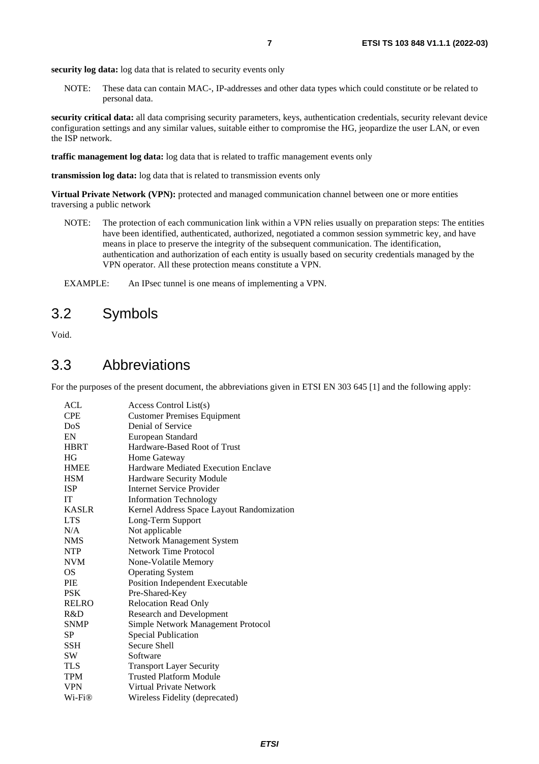**security log data:** log data that is related to security events only

NOTE: These data can contain MAC-, IP-addresses and other data types which could constitute or be related to personal data.

**security critical data:** all data comprising security parameters, keys, authentication credentials, security relevant device configuration settings and any similar values, suitable either to compromise the HG, jeopardize the user LAN, or even the ISP network.

**traffic management log data:** log data that is related to traffic management events only

**transmission log data:** log data that is related to transmission events only

**Virtual Private Network (VPN):** protected and managed communication channel between one or more entities traversing a public network

NOTE: The protection of each communication link within a VPN relies usually on preparation steps: The entities have been identified, authenticated, authorized, negotiated a common session symmetric key, and have means in place to preserve the integrity of the subsequent communication. The identification, authentication and authorization of each entity is usually based on security credentials managed by the VPN operator. All these protection means constitute a VPN.

EXAMPLE: An IPsec tunnel is one means of implementing a VPN.

## 3.2 Symbols

Void.

## 3.3 Abbreviations

For the purposes of the present document, the abbreviations given in ETSI EN 303 645 [1] and the following apply:

| | |
|---|---|
| ACL | Access Control List(s) |
| CPE | Customer Premises Equipment |
| DoS | Denial of Service |
| EN | European Standard |
| HBRT | Hardware-Based Root of Trust |
| HG | Home Gateway |
| HMEE | Hardware Mediated Execution Enclave |
| HSM | Hardware Security Module |
| ISP | Internet Service Provider |
| IT | Information Technology |
| KASLR | Kernel Address Space Layout Randomization |
| LTS | Long-Term Support |
| N/A | Not applicable |
| NMS | Network Management System |
| NTP | Network Time Protocol |
| NVM | None-Volatile Memory |
| OS | Operating System |
| PIE | Position Independent Executable |
| PSK | Pre-Shared-Key |
| RELRO | Relocation Read Only |
| R&D | Research and Development |
| SNMP | Simple Network Management Protocol |
| SP | Special Publication |
| SSH | Secure Shell |
| SW | Software |
| TLS | Transport Layer Security |
| TPM | Trusted Platform Module |
| VPN | Virtual Private Network |
| Wi-Fi® | Wireless Fidelity (deprecated) |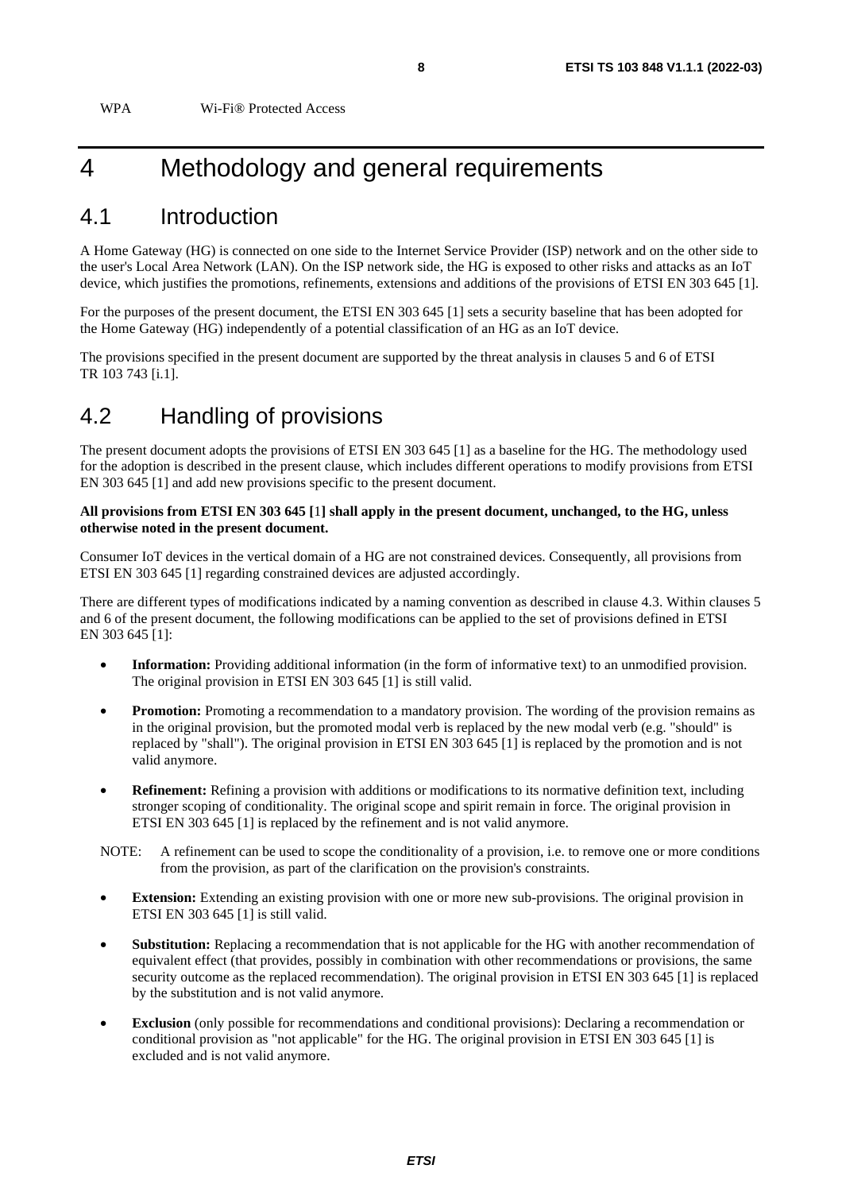WPA Wi-Fi® Protected Access

# 4 Methodology and general requirements

## 4.1 Introduction

A Home Gateway (HG) is connected on one side to the Internet Service Provider (ISP) network and on the other side to the user's Local Area Network (LAN). On the ISP network side, the HG is exposed to other risks and attacks as an IoT device, which justifies the promotions, refinements, extensions and additions of the provisions of ETSI EN 303 645 [1].

For the purposes of the present document, the ETSI EN 303 645 [1] sets a security baseline that has been adopted for the Home Gateway (HG) independently of a potential classification of an HG as an IoT device.

The provisions specified in the present document are supported by the threat analysis in clauses 5 and 6 of ETSI TR 103 743 [i.1].

## 4.2 Handling of provisions

The present document adopts the provisions of ETSI EN 303 645 [1] as a baseline for the HG. The methodology used for the adoption is described in the present clause, which includes different operations to modify provisions from ETSI EN 303 645 [1] and add new provisions specific to the present document.

**All provisions from ETSI EN 303 645 [1] shall apply in the present document, unchanged, to the HG, unless otherwise noted in the present document.**

Consumer IoT devices in the vertical domain of a HG are not constrained devices. Consequently, all provisions from ETSI EN 303 645 [1] regarding constrained devices are adjusted accordingly.

There are different types of modifications indicated by a naming convention as described in clause 4.3. Within clauses 5 and 6 of the present document, the following modifications can be applied to the set of provisions defined in ETSI EN 303 645 [1]:

- **Information:** Providing additional information (in the form of informative text) to an unmodified provision. The original provision in ETSI EN 303 645 [1] is still valid.
- **Promotion:** Promoting a recommendation to a mandatory provision. The wording of the provision remains as in the original provision, but the promoted modal verb is replaced by the new modal verb (e.g. "should" is replaced by "shall"). The original provision in ETSI EN 303 645 [1] is replaced by the promotion and is not valid anymore.
- **Refinement:** Refining a provision with additions or modifications to its normative definition text, including stronger scoping of conditionality. The original scope and spirit remain in force. The original provision in ETSI EN 303 645 [1] is replaced by the refinement and is not valid anymore.

NOTE: A refinement can be used to scope the conditionality of a provision, i.e. to remove one or more conditions from the provision, as part of the clarification on the provision's constraints.

- **Extension:** Extending an existing provision with one or more new sub-provisions. The original provision in ETSI EN 303 645 [1] is still valid.
- **Substitution:** Replacing a recommendation that is not applicable for the HG with another recommendation of equivalent effect (that provides, possibly in combination with other recommendations or provisions, the same security outcome as the replaced recommendation). The original provision in ETSI EN 303 645 [1] is replaced by the substitution and is not valid anymore.
- **Exclusion** (only possible for recommendations and conditional provisions): Declaring a recommendation or conditional provision as "not applicable" for the HG. The original provision in ETSI EN 303 645 [1] is excluded and is not valid anymore.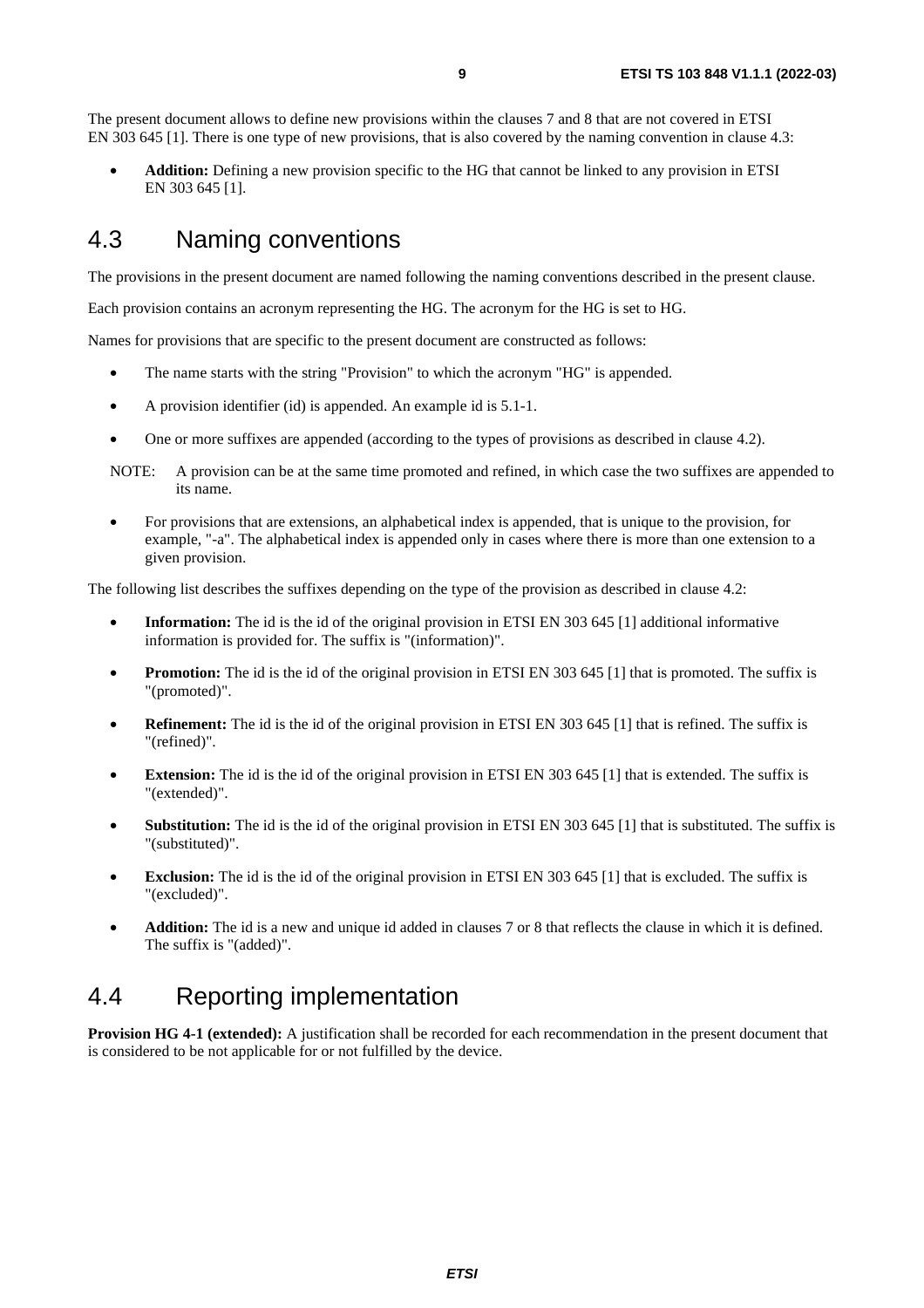The present document allows to define new provisions within the clauses 7 and 8 that are not covered in ETSI EN 303 645 [1]. There is one type of new provisions, that is also covered by the naming convention in clause 4.3:

- **Addition:** Defining a new provision specific to the HG that cannot be linked to any provision in ETSI EN 303 645 [1].

## 4.3 Naming conventions

The provisions in the present document are named following the naming conventions described in the present clause.

Each provision contains an acronym representing the HG. The acronym for the HG is set to HG.

Names for provisions that are specific to the present document are constructed as follows:

- The name starts with the string "Provision" to which the acronym "HG" is appended.
- A provision identifier (id) is appended. An example id is 5.1-1.
- One or more suffixes are appended (according to the types of provisions as described in clause 4.2).

NOTE: A provision can be at the same time promoted and refined, in which case the two suffixes are appended to its name.

- For provisions that are extensions, an alphabetical index is appended, that is unique to the provision, for example, "-a". The alphabetical index is appended only in cases where there is more than one extension to a given provision.

The following list describes the suffixes depending on the type of the provision as described in clause 4.2:

- **Information:** The id is the id of the original provision in ETSI EN 303 645 [1] additional informative information is provided for. The suffix is "(information)".
- **Promotion:** The id is the id of the original provision in ETSI EN 303 645 [1] that is promoted. The suffix is "(promoted)".
- **Refinement:** The id is the id of the original provision in ETSI EN 303 645 [1] that is refined. The suffix is "(refined)".
- **Extension:** The id is the id of the original provision in ETSI EN 303 645 [1] that is extended. The suffix is "(extended)".
- **Substitution:** The id is the id of the original provision in ETSI EN 303 645 [1] that is substituted. The suffix is "(substituted)".
- **Exclusion:** The id is the id of the original provision in ETSI EN 303 645 [1] that is excluded. The suffix is "(excluded)".
- **Addition:** The id is a new and unique id added in clauses 7 or 8 that reflects the clause in which it is defined. The suffix is "(added)".

## 4.4 Reporting implementation

**Provision HG 4-1 (extended):** A justification shall be recorded for each recommendation in the present document that is considered to be not applicable for or not fulfilled by the device.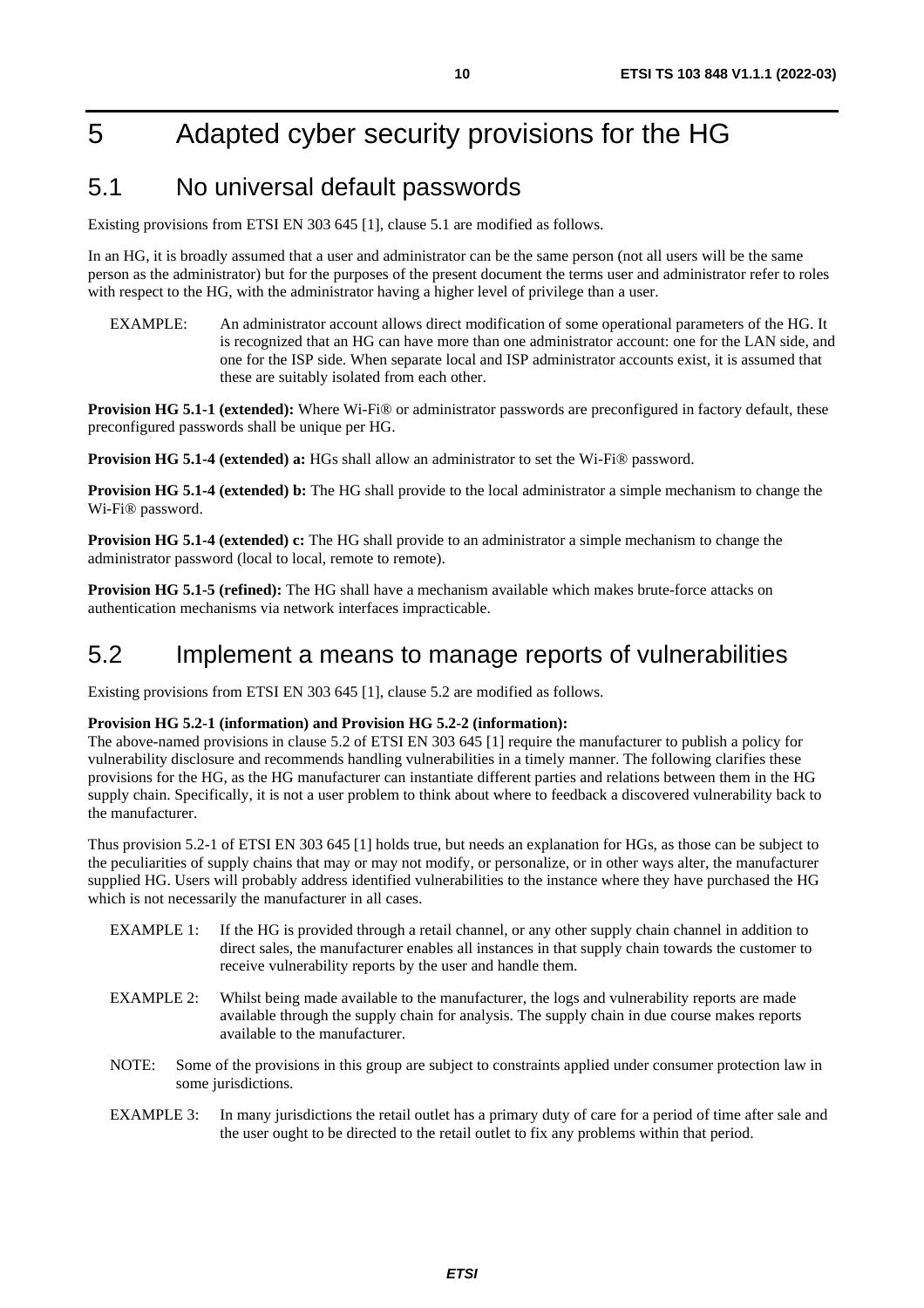# 5 Adapted cyber security provisions for the HG

## 5.1 No universal default passwords

Existing provisions from ETSI EN 303 645 [1], clause 5.1 are modified as follows.

In an HG, it is broadly assumed that a user and administrator can be the same person (not all users will be the same person as the administrator) but for the purposes of the present document the terms user and administrator refer to roles with respect to the HG, with the administrator having a higher level of privilege than a user.

EXAMPLE: An administrator account allows direct modification of some operational parameters of the HG. It is recognized that an HG can have more than one administrator account: one for the LAN side, and one for the ISP side. When separate local and ISP administrator accounts exist, it is assumed that these are suitably isolated from each other.

**Provision HG 5.1-1 (extended):** Where Wi-Fi® or administrator passwords are preconfigured in factory default, these preconfigured passwords shall be unique per HG.

**Provision HG 5.1-4 (extended) a:** HGs shall allow an administrator to set the Wi-Fi® password.

**Provision HG 5.1-4 (extended) b:** The HG shall provide to the local administrator a simple mechanism to change the Wi-Fi® password.

**Provision HG 5.1-4 (extended) c:** The HG shall provide to an administrator a simple mechanism to change the administrator password (local to local, remote to remote).

**Provision HG 5.1-5 (refined):** The HG shall have a mechanism available which makes brute-force attacks on authentication mechanisms via network interfaces impracticable.

## 5.2 Implement a means to manage reports of vulnerabilities

Existing provisions from ETSI EN 303 645 [1], clause 5.2 are modified as follows.

**Provision HG 5.2-1 (information) and Provision HG 5.2-2 (information):**
The above-named provisions in clause 5.2 of ETSI EN 303 645 [1] require the manufacturer to publish a policy for vulnerability disclosure and recommends handling vulnerabilities in a timely manner. The following clarifies these provisions for the HG, as the HG manufacturer can instantiate different parties and relations between them in the HG supply chain. Specifically, it is not a user problem to think about where to feedback a discovered vulnerability back to the manufacturer.

Thus provision 5.2-1 of ETSI EN 303 645 [1] holds true, but needs an explanation for HGs, as those can be subject to the peculiarities of supply chains that may or may not modify, or personalize, or in other ways alter, the manufacturer supplied HG. Users will probably address identified vulnerabilities to the instance where they have purchased the HG which is not necessarily the manufacturer in all cases.

EXAMPLE 1: If the HG is provided through a retail channel, or any other supply chain channel in addition to direct sales, the manufacturer enables all instances in that supply chain towards the customer to receive vulnerability reports by the user and handle them.

EXAMPLE 2: Whilst being made available to the manufacturer, the logs and vulnerability reports are made available through the supply chain for analysis. The supply chain in due course makes reports available to the manufacturer.

NOTE: Some of the provisions in this group are subject to constraints applied under consumer protection law in some jurisdictions.

EXAMPLE 3: In many jurisdictions the retail outlet has a primary duty of care for a period of time after sale and the user ought to be directed to the retail outlet to fix any problems within that period.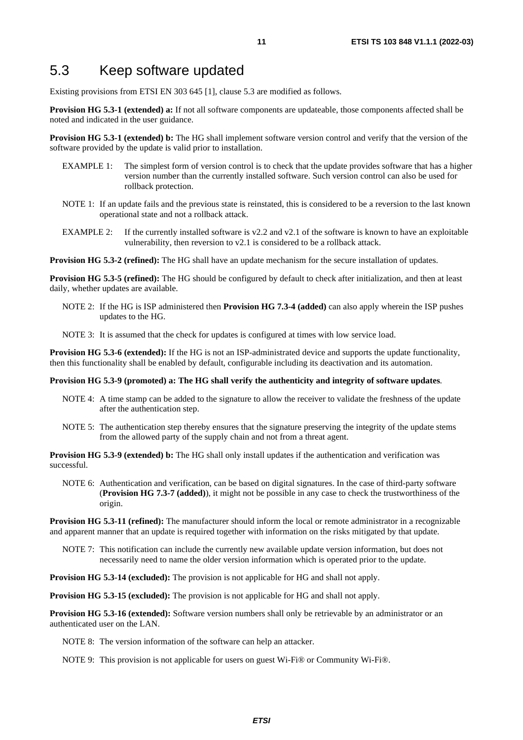## 5.3 Keep software updated

Existing provisions from ETSI EN 303 645 [1], clause 5.3 are modified as follows.

**Provision HG 5.3-1 (extended) a:** If not all software components are updateable, those components affected shall be noted and indicated in the user guidance.

**Provision HG 5.3-1 (extended) b:** The HG shall implement software version control and verify that the version of the software provided by the update is valid prior to installation.

EXAMPLE 1: The simplest form of version control is to check that the update provides software that has a higher version number than the currently installed software. Such version control can also be used for rollback protection.

NOTE 1: If an update fails and the previous state is reinstated, this is considered to be a reversion to the last known operational state and not a rollback attack.

EXAMPLE 2: If the currently installed software is v2.2 and v2.1 of the software is known to have an exploitable vulnerability, then reversion to v2.1 is considered to be a rollback attack.

**Provision HG 5.3-2 (refined):** The HG shall have an update mechanism for the secure installation of updates.

**Provision HG 5.3-5 (refined):** The HG should be configured by default to check after initialization, and then at least daily, whether updates are available.

NOTE 2: If the HG is ISP administered then **Provision HG 7.3-4 (added)** can also apply wherein the ISP pushes updates to the HG.

NOTE 3: It is assumed that the check for updates is configured at times with low service load.

**Provision HG 5.3-6 (extended):** If the HG is not an ISP-administrated device and supports the update functionality, then this functionality shall be enabled by default, configurable including its deactivation and its automation.

**Provision HG 5.3-9 (promoted) a: The HG shall verify the authenticity and integrity of software updates**.

NOTE 4: A time stamp can be added to the signature to allow the receiver to validate the freshness of the update after the authentication step.

NOTE 5: The authentication step thereby ensures that the signature preserving the integrity of the update stems from the allowed party of the supply chain and not from a threat agent.

**Provision HG 5.3-9 (extended) b:** The HG shall only install updates if the authentication and verification was successful.

NOTE 6: Authentication and verification, can be based on digital signatures. In the case of third-party software (**Provision HG 7.3-7 (added)**), it might not be possible in any case to check the trustworthiness of the origin.

**Provision HG 5.3-11 (refined):** The manufacturer should inform the local or remote administrator in a recognizable and apparent manner that an update is required together with information on the risks mitigated by that update.

NOTE 7: This notification can include the currently new available update version information, but does not necessarily need to name the older version information which is operated prior to the update.

**Provision HG 5.3-14 (excluded):** The provision is not applicable for HG and shall not apply.

**Provision HG 5.3-15 (excluded):** The provision is not applicable for HG and shall not apply.

**Provision HG 5.3-16 (extended):** Software version numbers shall only be retrievable by an administrator or an authenticated user on the LAN.

NOTE 8: The version information of the software can help an attacker.

NOTE 9: This provision is not applicable for users on guest Wi-Fi® or Community Wi-Fi®.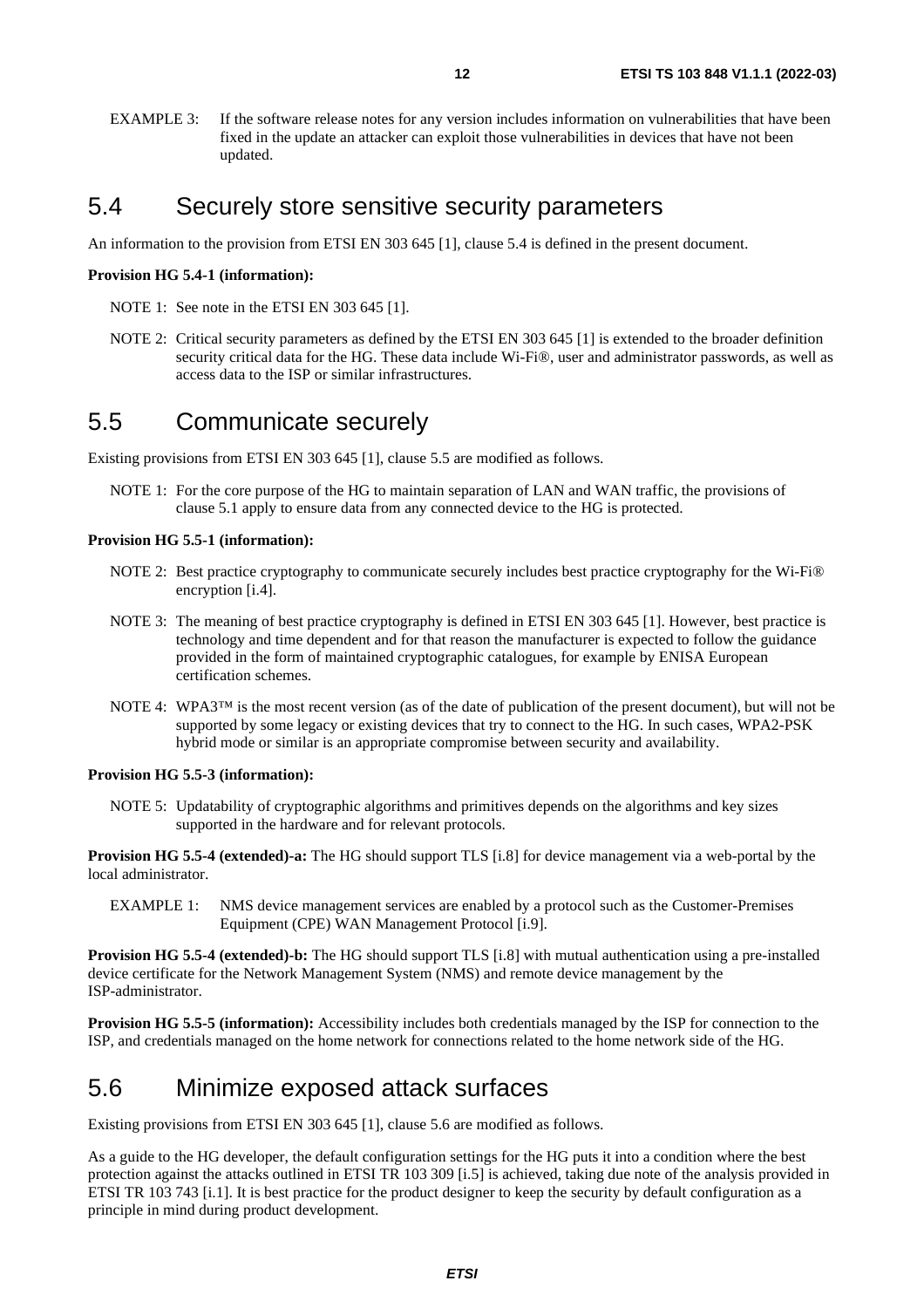EXAMPLE 3: If the software release notes for any version includes information on vulnerabilities that have been fixed in the update an attacker can exploit those vulnerabilities in devices that have not been updated.

# 5.4 Securely store sensitive security parameters

An information to the provision from ETSI EN 303 645 [1], clause 5.4 is defined in the present document.

**Provision HG 5.4-1 (information):**

NOTE 1: See note in the ETSI EN 303 645 [1].

NOTE 2: Critical security parameters as defined by the ETSI EN 303 645 [1] is extended to the broader definition security critical data for the HG. These data include Wi-Fi®, user and administrator passwords, as well as access data to the ISP or similar infrastructures.

# 5.5 Communicate securely

Existing provisions from ETSI EN 303 645 [1], clause 5.5 are modified as follows.

NOTE 1: For the core purpose of the HG to maintain separation of LAN and WAN traffic, the provisions of clause 5.1 apply to ensure data from any connected device to the HG is protected.

**Provision HG 5.5-1 (information):**

NOTE 2: Best practice cryptography to communicate securely includes best practice cryptography for the Wi-Fi® encryption [i.4].

NOTE 3: The meaning of best practice cryptography is defined in ETSI EN 303 645 [1]. However, best practice is technology and time dependent and for that reason the manufacturer is expected to follow the guidance provided in the form of maintained cryptographic catalogues, for example by ENISA European certification schemes.

NOTE 4: WPA3™ is the most recent version (as of the date of publication of the present document), but will not be supported by some legacy or existing devices that try to connect to the HG. In such cases, WPA2-PSK hybrid mode or similar is an appropriate compromise between security and availability.

**Provision HG 5.5-3 (information):**

NOTE 5: Updatability of cryptographic algorithms and primitives depends on the algorithms and key sizes supported in the hardware and for relevant protocols.

**Provision HG 5.5-4 (extended)-a:** The HG should support TLS [i.8] for device management via a web-portal by the local administrator.

EXAMPLE 1: NMS device management services are enabled by a protocol such as the Customer-Premises Equipment (CPE) WAN Management Protocol [i.9].

**Provision HG 5.5-4 (extended)-b:** The HG should support TLS [i.8] with mutual authentication using a pre-installed device certificate for the Network Management System (NMS) and remote device management by the ISP-administrator.

**Provision HG 5.5-5 (information):** Accessibility includes both credentials managed by the ISP for connection to the ISP, and credentials managed on the home network for connections related to the home network side of the HG.

# 5.6 Minimize exposed attack surfaces

Existing provisions from ETSI EN 303 645 [1], clause 5.6 are modified as follows.

As a guide to the HG developer, the default configuration settings for the HG puts it into a condition where the best protection against the attacks outlined in ETSI TR 103 309 [i.5] is achieved, taking due note of the analysis provided in ETSI TR 103 743 [i.1]. It is best practice for the product designer to keep the security by default configuration as a principle in mind during product development.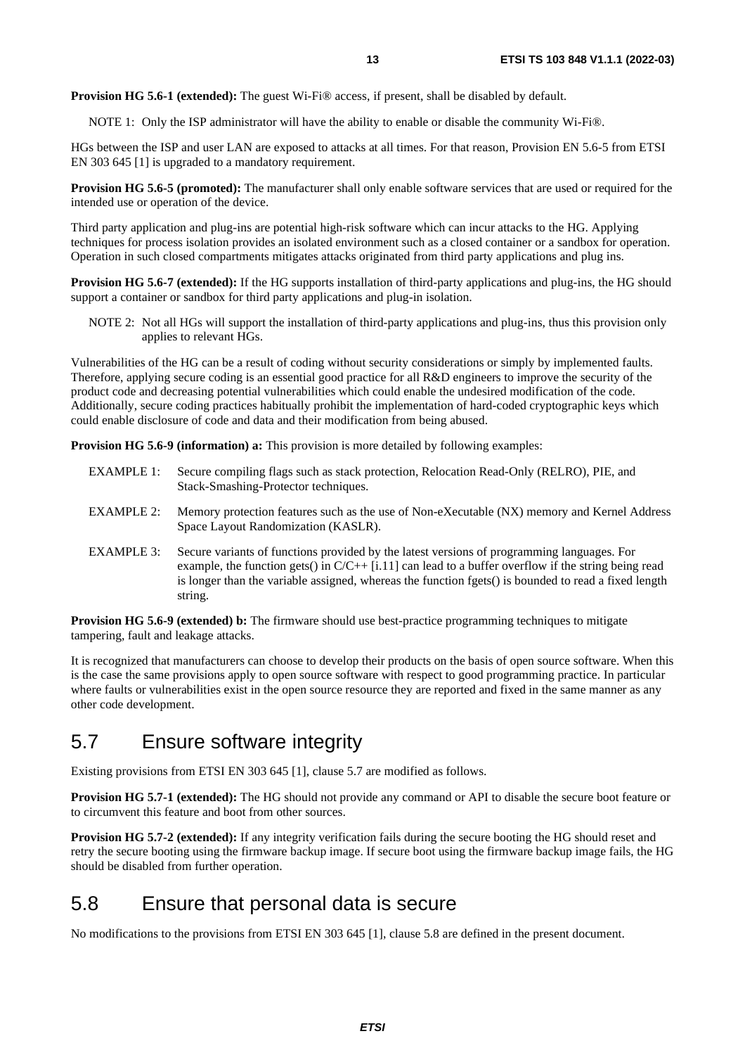**Provision HG 5.6-1 (extended):** The guest Wi-Fi® access, if present, shall be disabled by default.

NOTE 1: Only the ISP administrator will have the ability to enable or disable the community Wi-Fi®.

HGs between the ISP and user LAN are exposed to attacks at all times. For that reason, Provision EN 5.6-5 from ETSI EN 303 645 [1] is upgraded to a mandatory requirement.

**Provision HG 5.6-5 (promoted):** The manufacturer shall only enable software services that are used or required for the intended use or operation of the device.

Third party application and plug-ins are potential high-risk software which can incur attacks to the HG. Applying techniques for process isolation provides an isolated environment such as a closed container or a sandbox for operation. Operation in such closed compartments mitigates attacks originated from third party applications and plug ins.

**Provision HG 5.6-7 (extended):** If the HG supports installation of third-party applications and plug-ins, the HG should support a container or sandbox for third party applications and plug-in isolation.

NOTE 2: Not all HGs will support the installation of third-party applications and plug-ins, thus this provision only applies to relevant HGs.

Vulnerabilities of the HG can be a result of coding without security considerations or simply by implemented faults. Therefore, applying secure coding is an essential good practice for all R&D engineers to improve the security of the product code and decreasing potential vulnerabilities which could enable the undesired modification of the code. Additionally, secure coding practices habitually prohibit the implementation of hard-coded cryptographic keys which could enable disclosure of code and data and their modification from being abused.

**Provision HG 5.6-9 (information) a:** This provision is more detailed by following examples:

EXAMPLE 1: Secure compiling flags such as stack protection, Relocation Read-Only (RELRO), PIE, and Stack-Smashing-Protector techniques.

EXAMPLE 2: Memory protection features such as the use of Non-eXecutable (NX) memory and Kernel Address Space Layout Randomization (KASLR).

EXAMPLE 3: Secure variants of functions provided by the latest versions of programming languages. For example, the function gets() in C/C++ [i.11] can lead to a buffer overflow if the string being read is longer than the variable assigned, whereas the function fgets() is bounded to read a fixed length string.

**Provision HG 5.6-9 (extended) b:** The firmware should use best-practice programming techniques to mitigate tampering, fault and leakage attacks.

It is recognized that manufacturers can choose to develop their products on the basis of open source software. When this is the case the same provisions apply to open source software with respect to good programming practice. In particular where faults or vulnerabilities exist in the open source resource they are reported and fixed in the same manner as any other code development.

## 5.7 Ensure software integrity

Existing provisions from ETSI EN 303 645 [1], clause 5.7 are modified as follows.

**Provision HG 5.7-1 (extended):** The HG should not provide any command or API to disable the secure boot feature or to circumvent this feature and boot from other sources.

**Provision HG 5.7-2 (extended):** If any integrity verification fails during the secure booting the HG should reset and retry the secure booting using the firmware backup image. If secure boot using the firmware backup image fails, the HG should be disabled from further operation.

## 5.8 Ensure that personal data is secure

No modifications to the provisions from ETSI EN 303 645 [1], clause 5.8 are defined in the present document.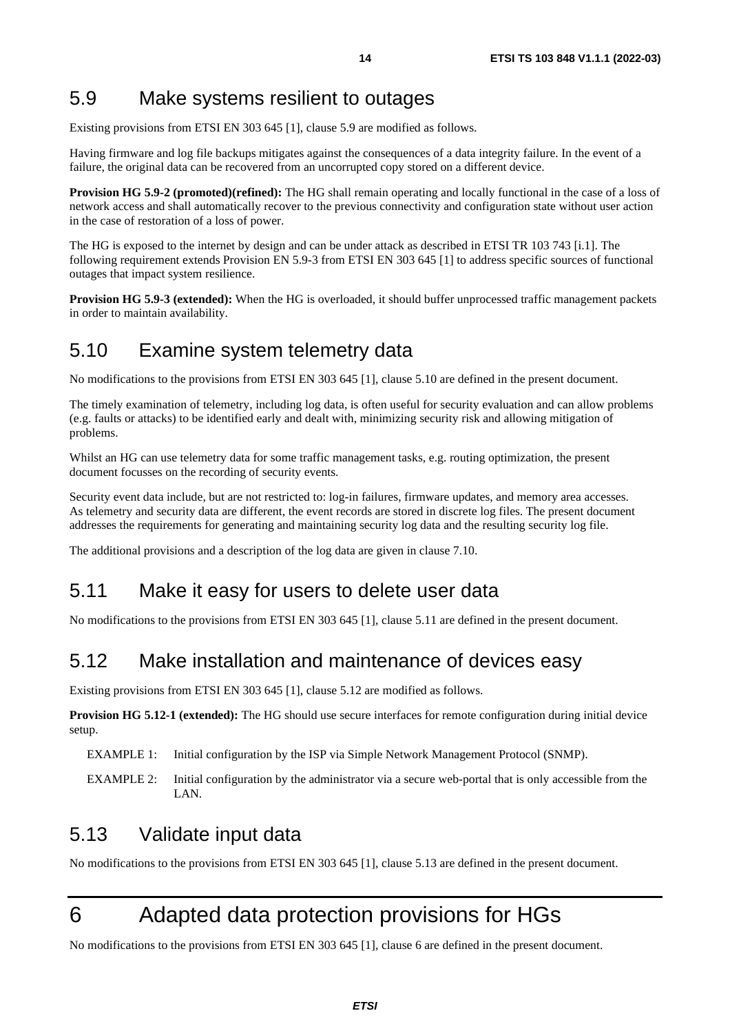## 5.9 Make systems resilient to outages

Existing provisions from ETSI EN 303 645 [1], clause 5.9 are modified as follows.

Having firmware and log file backups mitigates against the consequences of a data integrity failure. In the event of a failure, the original data can be recovered from an uncorrupted copy stored on a different device.

**Provision HG 5.9-2 (promoted)(refined):** The HG shall remain operating and locally functional in the case of a loss of network access and shall automatically recover to the previous connectivity and configuration state without user action in the case of restoration of a loss of power.

The HG is exposed to the internet by design and can be under attack as described in ETSI TR 103 743 [i.1]. The following requirement extends Provision EN 5.9-3 from ETSI EN 303 645 [1] to address specific sources of functional outages that impact system resilience.

**Provision HG 5.9-3 (extended):** When the HG is overloaded, it should buffer unprocessed traffic management packets in order to maintain availability.

## 5.10 Examine system telemetry data

No modifications to the provisions from ETSI EN 303 645 [1], clause 5.10 are defined in the present document.

The timely examination of telemetry, including log data, is often useful for security evaluation and can allow problems (e.g. faults or attacks) to be identified early and dealt with, minimizing security risk and allowing mitigation of problems.

Whilst an HG can use telemetry data for some traffic management tasks, e.g. routing optimization, the present document focusses on the recording of security events.

Security event data include, but are not restricted to: log-in failures, firmware updates, and memory area accesses. As telemetry and security data are different, the event records are stored in discrete log files. The present document addresses the requirements for generating and maintaining security log data and the resulting security log file.

The additional provisions and a description of the log data are given in clause 7.10.

## 5.11 Make it easy for users to delete user data

No modifications to the provisions from ETSI EN 303 645 [1], clause 5.11 are defined in the present document.

## 5.12 Make installation and maintenance of devices easy

Existing provisions from ETSI EN 303 645 [1], clause 5.12 are modified as follows.

**Provision HG 5.12-1 (extended):** The HG should use secure interfaces for remote configuration during initial device setup.

EXAMPLE 1: Initial configuration by the ISP via Simple Network Management Protocol (SNMP).

EXAMPLE 2: Initial configuration by the administrator via a secure web-portal that is only accessible from the LAN.

## 5.13 Validate input data

No modifications to the provisions from ETSI EN 303 645 [1], clause 5.13 are defined in the present document.

# 6 Adapted data protection provisions for HGs

No modifications to the provisions from ETSI EN 303 645 [1], clause 6 are defined in the present document.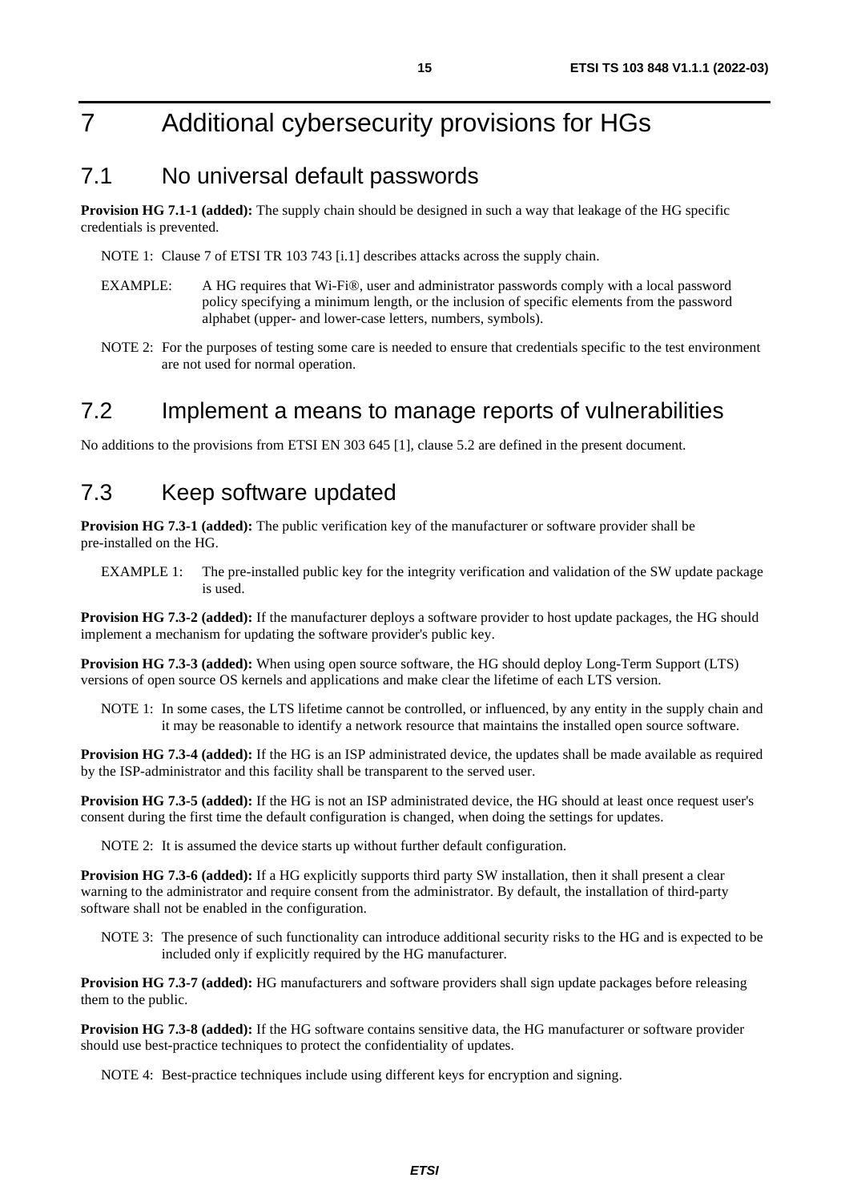# 7 Additional cybersecurity provisions for HGs

## 7.1 No universal default passwords

**Provision HG 7.1-1 (added):** The supply chain should be designed in such a way that leakage of the HG specific credentials is prevented.

NOTE 1: Clause 7 of ETSI TR 103 743 [i.1] describes attacks across the supply chain.

EXAMPLE: A HG requires that Wi-Fi®, user and administrator passwords comply with a local password policy specifying a minimum length, or the inclusion of specific elements from the password alphabet (upper- and lower-case letters, numbers, symbols).

NOTE 2: For the purposes of testing some care is needed to ensure that credentials specific to the test environment are not used for normal operation.

## 7.2 Implement a means to manage reports of vulnerabilities

No additions to the provisions from ETSI EN 303 645 [1], clause 5.2 are defined in the present document.

## 7.3 Keep software updated

**Provision HG 7.3-1 (added):** The public verification key of the manufacturer or software provider shall be pre-installed on the HG.

EXAMPLE 1: The pre-installed public key for the integrity verification and validation of the SW update package is used.

**Provision HG 7.3-2 (added):** If the manufacturer deploys a software provider to host update packages, the HG should implement a mechanism for updating the software provider's public key.

**Provision HG 7.3-3 (added):** When using open source software, the HG should deploy Long-Term Support (LTS) versions of open source OS kernels and applications and make clear the lifetime of each LTS version.

NOTE 1: In some cases, the LTS lifetime cannot be controlled, or influenced, by any entity in the supply chain and it may be reasonable to identify a network resource that maintains the installed open source software.

**Provision HG 7.3-4 (added):** If the HG is an ISP administrated device, the updates shall be made available as required by the ISP-administrator and this facility shall be transparent to the served user.

**Provision HG 7.3-5 (added):** If the HG is not an ISP administrated device, the HG should at least once request user's consent during the first time the default configuration is changed, when doing the settings for updates.

NOTE 2: It is assumed the device starts up without further default configuration.

**Provision HG 7.3-6 (added):** If a HG explicitly supports third party SW installation, then it shall present a clear warning to the administrator and require consent from the administrator. By default, the installation of third-party software shall not be enabled in the configuration.

NOTE 3: The presence of such functionality can introduce additional security risks to the HG and is expected to be included only if explicitly required by the HG manufacturer.

**Provision HG 7.3-7 (added):** HG manufacturers and software providers shall sign update packages before releasing them to the public.

**Provision HG 7.3-8 (added):** If the HG software contains sensitive data, the HG manufacturer or software provider should use best-practice techniques to protect the confidentiality of updates.

NOTE 4: Best-practice techniques include using different keys for encryption and signing.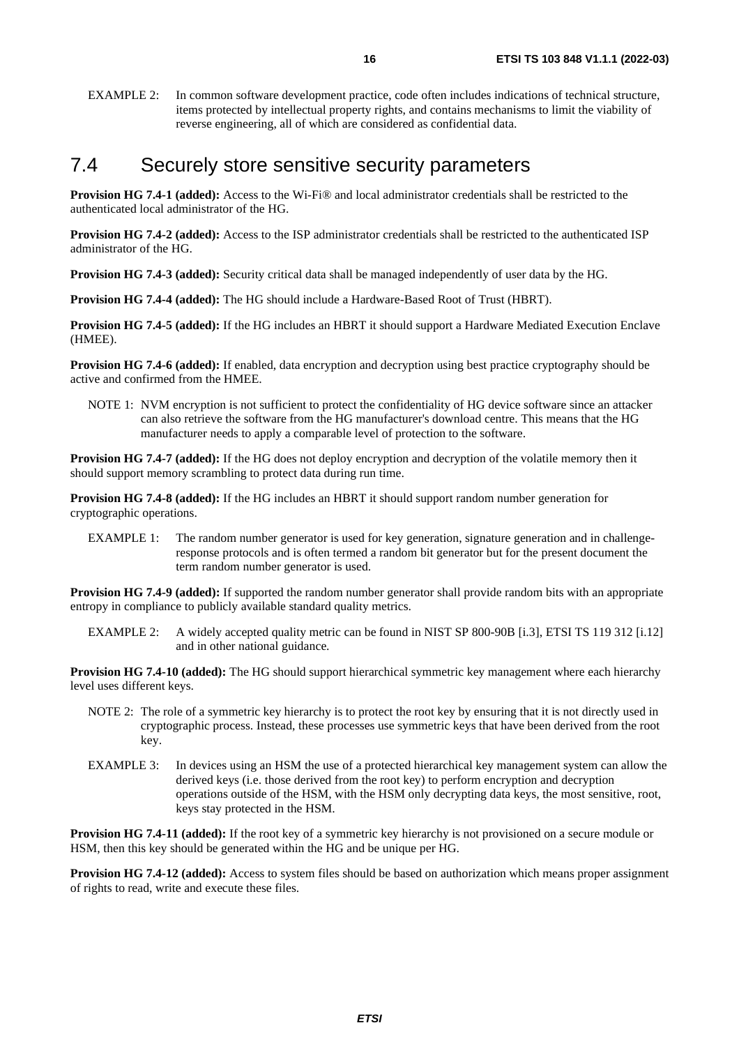EXAMPLE 2: In common software development practice, code often includes indications of technical structure, items protected by intellectual property rights, and contains mechanisms to limit the viability of reverse engineering, all of which are considered as confidential data.

## 7.4 Securely store sensitive security parameters

**Provision HG 7.4-1 (added):** Access to the Wi-Fi® and local administrator credentials shall be restricted to the authenticated local administrator of the HG.

**Provision HG 7.4-2 (added):** Access to the ISP administrator credentials shall be restricted to the authenticated ISP administrator of the HG.

**Provision HG 7.4-3 (added):** Security critical data shall be managed independently of user data by the HG.

**Provision HG 7.4-4 (added):** The HG should include a Hardware-Based Root of Trust (HBRT).

**Provision HG 7.4-5 (added):** If the HG includes an HBRT it should support a Hardware Mediated Execution Enclave (HMEE).

**Provision HG 7.4-6 (added):** If enabled, data encryption and decryption using best practice cryptography should be active and confirmed from the HMEE.

NOTE 1: NVM encryption is not sufficient to protect the confidentiality of HG device software since an attacker can also retrieve the software from the HG manufacturer's download centre. This means that the HG manufacturer needs to apply a comparable level of protection to the software.

**Provision HG 7.4-7 (added):** If the HG does not deploy encryption and decryption of the volatile memory then it should support memory scrambling to protect data during run time.

**Provision HG 7.4-8 (added):** If the HG includes an HBRT it should support random number generation for cryptographic operations.

EXAMPLE 1: The random number generator is used for key generation, signature generation and in challenge-response protocols and is often termed a random bit generator but for the present document the term random number generator is used.

**Provision HG 7.4-9 (added):** If supported the random number generator shall provide random bits with an appropriate entropy in compliance to publicly available standard quality metrics.

EXAMPLE 2: A widely accepted quality metric can be found in NIST SP 800-90B [i.3], ETSI TS 119 312 [i.12] and in other national guidance.

**Provision HG 7.4-10 (added):** The HG should support hierarchical symmetric key management where each hierarchy level uses different keys.

NOTE 2: The role of a symmetric key hierarchy is to protect the root key by ensuring that it is not directly used in cryptographic process. Instead, these processes use symmetric keys that have been derived from the root key.

EXAMPLE 3: In devices using an HSM the use of a protected hierarchical key management system can allow the derived keys (i.e. those derived from the root key) to perform encryption and decryption operations outside of the HSM, with the HSM only decrypting data keys, the most sensitive, root, keys stay protected in the HSM.

**Provision HG 7.4-11 (added):** If the root key of a symmetric key hierarchy is not provisioned on a secure module or HSM, then this key should be generated within the HG and be unique per HG.

**Provision HG 7.4-12 (added):** Access to system files should be based on authorization which means proper assignment of rights to read, write and execute these files.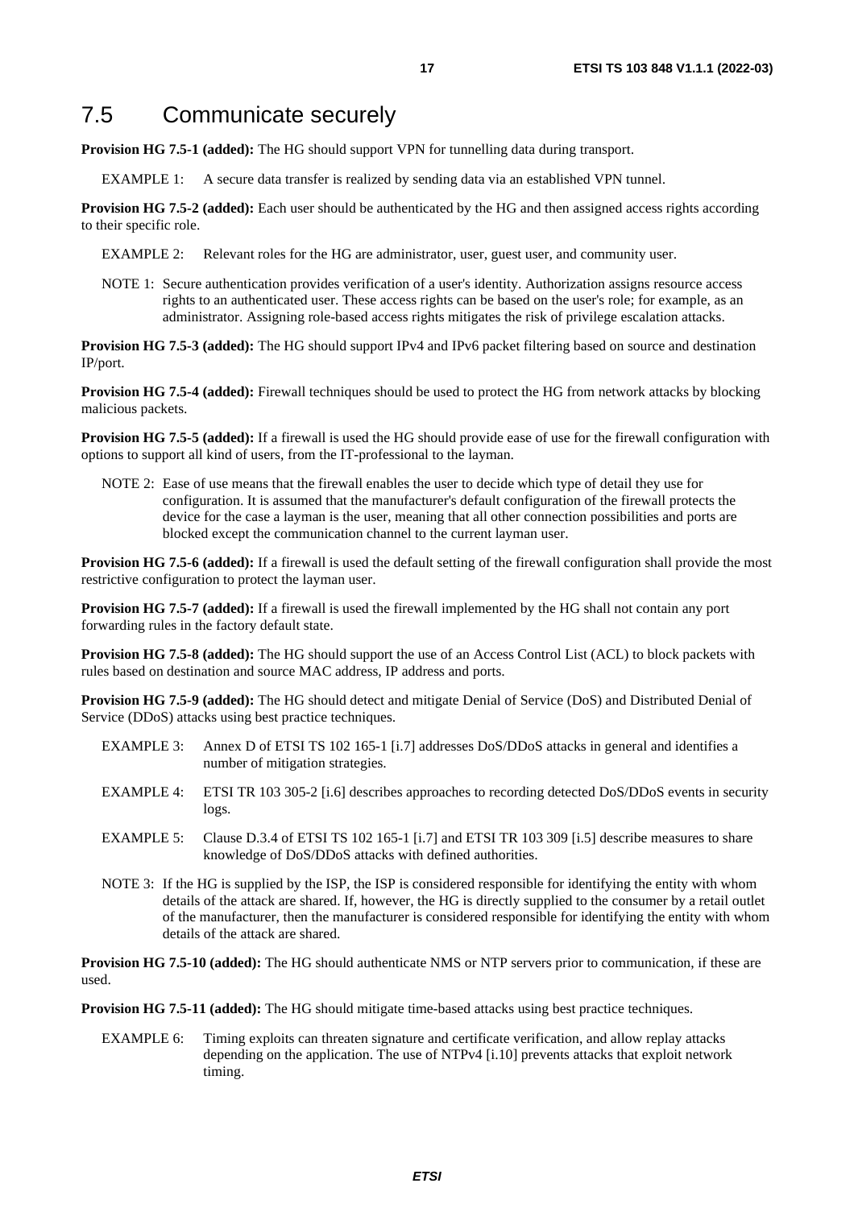## 7.5 Communicate securely

**Provision HG 7.5-1 (added):** The HG should support VPN for tunnelling data during transport.

EXAMPLE 1: A secure data transfer is realized by sending data via an established VPN tunnel.

**Provision HG 7.5-2 (added):** Each user should be authenticated by the HG and then assigned access rights according to their specific role.

EXAMPLE 2: Relevant roles for the HG are administrator, user, guest user, and community user.

NOTE 1: Secure authentication provides verification of a user's identity. Authorization assigns resource access rights to an authenticated user. These access rights can be based on the user's role; for example, as an administrator. Assigning role-based access rights mitigates the risk of privilege escalation attacks.

**Provision HG 7.5-3 (added):** The HG should support IPv4 and IPv6 packet filtering based on source and destination IP/port.

**Provision HG 7.5-4 (added):** Firewall techniques should be used to protect the HG from network attacks by blocking malicious packets.

**Provision HG 7.5-5 (added):** If a firewall is used the HG should provide ease of use for the firewall configuration with options to support all kind of users, from the IT-professional to the layman.

NOTE 2: Ease of use means that the firewall enables the user to decide which type of detail they use for configuration. It is assumed that the manufacturer's default configuration of the firewall protects the device for the case a layman is the user, meaning that all other connection possibilities and ports are blocked except the communication channel to the current layman user.

**Provision HG 7.5-6 (added):** If a firewall is used the default setting of the firewall configuration shall provide the most restrictive configuration to protect the layman user.

**Provision HG 7.5-7 (added):** If a firewall is used the firewall implemented by the HG shall not contain any port forwarding rules in the factory default state.

**Provision HG 7.5-8 (added):** The HG should support the use of an Access Control List (ACL) to block packets with rules based on destination and source MAC address, IP address and ports.

**Provision HG 7.5-9 (added):** The HG should detect and mitigate Denial of Service (DoS) and Distributed Denial of Service (DDoS) attacks using best practice techniques.

EXAMPLE 3: Annex D of ETSI TS 102 165-1 [i.7] addresses DoS/DDoS attacks in general and identifies a number of mitigation strategies.

EXAMPLE 4: ETSI TR 103 305-2 [i.6] describes approaches to recording detected DoS/DDoS events in security logs.

EXAMPLE 5: Clause D.3.4 of ETSI TS 102 165-1 [i.7] and ETSI TR 103 309 [i.5] describe measures to share knowledge of DoS/DDoS attacks with defined authorities.

NOTE 3: If the HG is supplied by the ISP, the ISP is considered responsible for identifying the entity with whom details of the attack are shared. If, however, the HG is directly supplied to the consumer by a retail outlet of the manufacturer, then the manufacturer is considered responsible for identifying the entity with whom details of the attack are shared.

**Provision HG 7.5-10 (added):** The HG should authenticate NMS or NTP servers prior to communication, if these are used.

**Provision HG 7.5-11 (added):** The HG should mitigate time-based attacks using best practice techniques.

EXAMPLE 6: Timing exploits can threaten signature and certificate verification, and allow replay attacks depending on the application. The use of NTPv4 [i.10] prevents attacks that exploit network timing.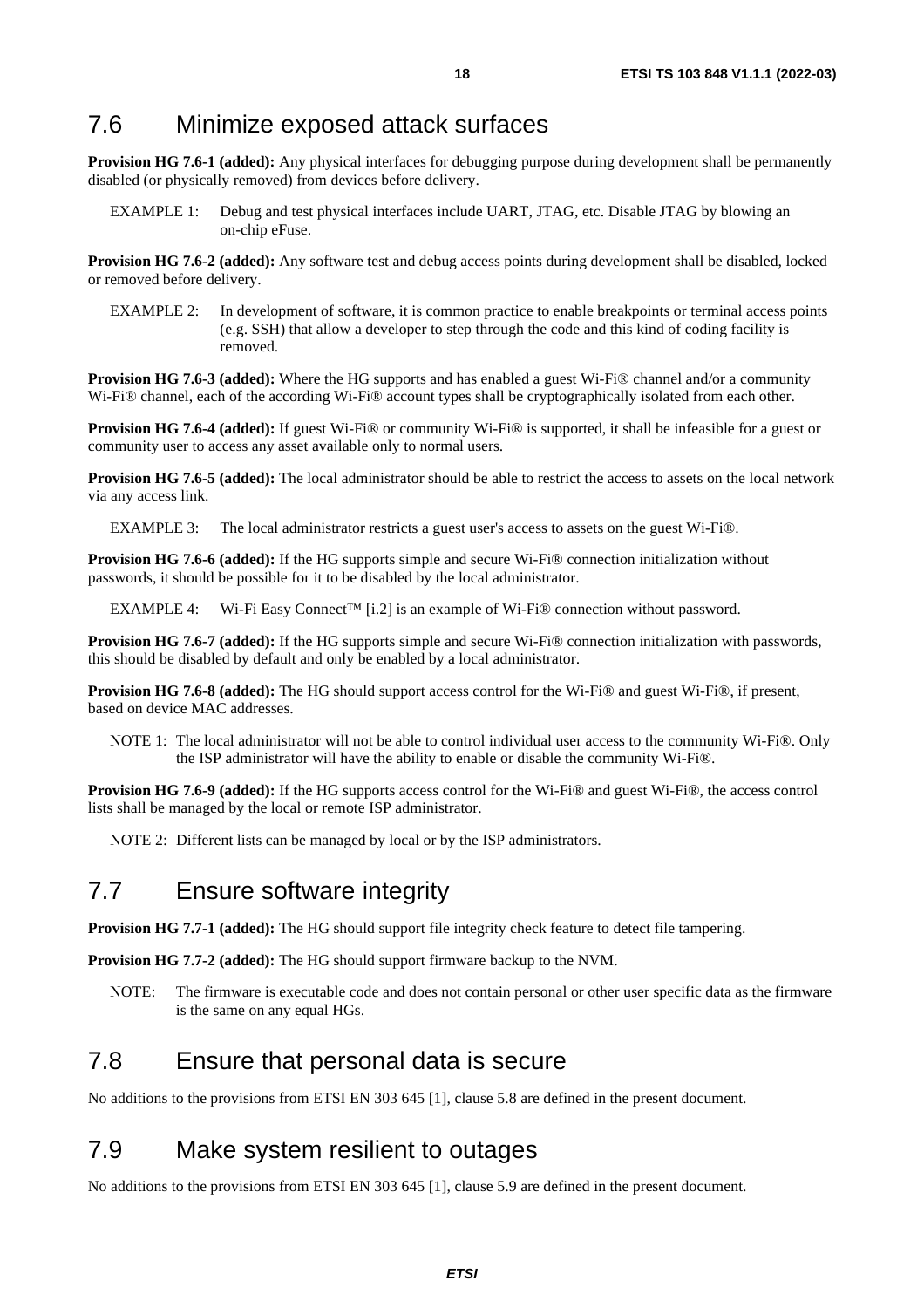## 7.6 Minimize exposed attack surfaces

**Provision HG 7.6-1 (added):** Any physical interfaces for debugging purpose during development shall be permanently disabled (or physically removed) from devices before delivery.

EXAMPLE 1: Debug and test physical interfaces include UART, JTAG, etc. Disable JTAG by blowing an on-chip eFuse.

**Provision HG 7.6-2 (added):** Any software test and debug access points during development shall be disabled, locked or removed before delivery.

EXAMPLE 2: In development of software, it is common practice to enable breakpoints or terminal access points (e.g. SSH) that allow a developer to step through the code and this kind of coding facility is removed.

**Provision HG 7.6-3 (added):** Where the HG supports and has enabled a guest Wi-Fi® channel and/or a community Wi-Fi® channel, each of the according Wi-Fi® account types shall be cryptographically isolated from each other.

**Provision HG 7.6-4 (added):** If guest Wi-Fi® or community Wi-Fi® is supported, it shall be infeasible for a guest or community user to access any asset available only to normal users.

**Provision HG 7.6-5 (added):** The local administrator should be able to restrict the access to assets on the local network via any access link.

EXAMPLE 3: The local administrator restricts a guest user's access to assets on the guest Wi-Fi®.

**Provision HG 7.6-6 (added):** If the HG supports simple and secure Wi-Fi® connection initialization without passwords, it should be possible for it to be disabled by the local administrator.

EXAMPLE 4: Wi-Fi Easy Connect™ [i.2] is an example of Wi-Fi® connection without password.

**Provision HG 7.6-7 (added):** If the HG supports simple and secure Wi-Fi® connection initialization with passwords, this should be disabled by default and only be enabled by a local administrator.

**Provision HG 7.6-8 (added):** The HG should support access control for the Wi-Fi® and guest Wi-Fi®, if present, based on device MAC addresses.

NOTE 1: The local administrator will not be able to control individual user access to the community Wi-Fi®. Only the ISP administrator will have the ability to enable or disable the community Wi-Fi®.

**Provision HG 7.6-9 (added):** If the HG supports access control for the Wi-Fi® and guest Wi-Fi®, the access control lists shall be managed by the local or remote ISP administrator.

NOTE 2: Different lists can be managed by local or by the ISP administrators.

## 7.7 Ensure software integrity

**Provision HG 7.7-1 (added):** The HG should support file integrity check feature to detect file tampering.

**Provision HG 7.7-2 (added):** The HG should support firmware backup to the NVM.

NOTE: The firmware is executable code and does not contain personal or other user specific data as the firmware is the same on any equal HGs.

## 7.8 Ensure that personal data is secure

No additions to the provisions from ETSI EN 303 645 [1], clause 5.8 are defined in the present document.

## 7.9 Make system resilient to outages

No additions to the provisions from ETSI EN 303 645 [1], clause 5.9 are defined in the present document.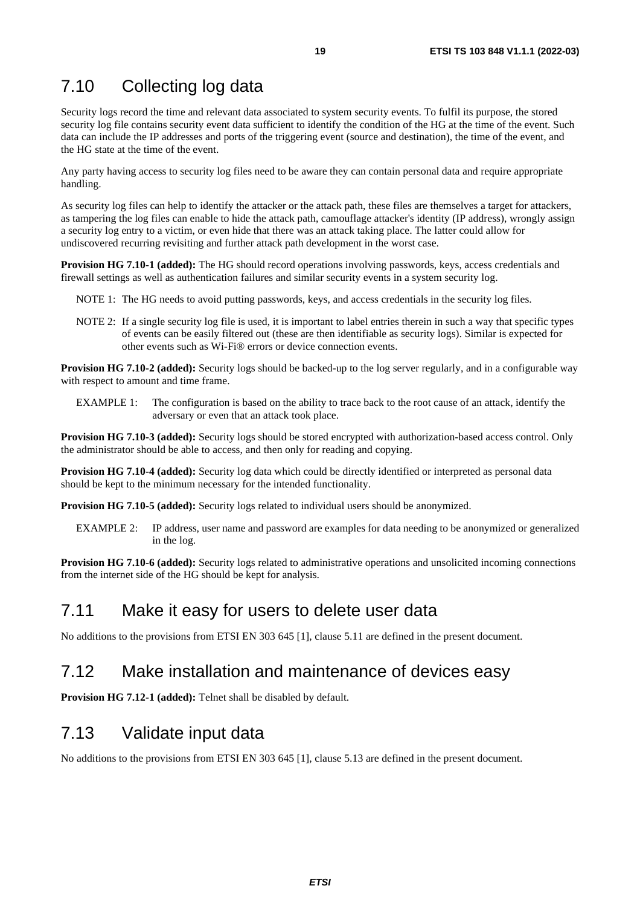## 7.10 Collecting log data

Security logs record the time and relevant data associated to system security events. To fulfil its purpose, the stored security log file contains security event data sufficient to identify the condition of the HG at the time of the event. Such data can include the IP addresses and ports of the triggering event (source and destination), the time of the event, and the HG state at the time of the event.

Any party having access to security log files need to be aware they can contain personal data and require appropriate handling.

As security log files can help to identify the attacker or the attack path, these files are themselves a target for attackers, as tampering the log files can enable to hide the attack path, camouflage attacker's identity (IP address), wrongly assign a security log entry to a victim, or even hide that there was an attack taking place. The latter could allow for undiscovered recurring revisiting and further attack path development in the worst case.

**Provision HG 7.10-1 (added):** The HG should record operations involving passwords, keys, access credentials and firewall settings as well as authentication failures and similar security events in a system security log.

NOTE 1: The HG needs to avoid putting passwords, keys, and access credentials in the security log files.

NOTE 2: If a single security log file is used, it is important to label entries therein in such a way that specific types of events can be easily filtered out (these are then identifiable as security logs). Similar is expected for other events such as Wi-Fi® errors or device connection events.

**Provision HG 7.10-2 (added):** Security logs should be backed-up to the log server regularly, and in a configurable way with respect to amount and time frame.

EXAMPLE 1: The configuration is based on the ability to trace back to the root cause of an attack, identify the adversary or even that an attack took place.

**Provision HG 7.10-3 (added):** Security logs should be stored encrypted with authorization-based access control. Only the administrator should be able to access, and then only for reading and copying.

**Provision HG 7.10-4 (added):** Security log data which could be directly identified or interpreted as personal data should be kept to the minimum necessary for the intended functionality.

**Provision HG 7.10-5 (added):** Security logs related to individual users should be anonymized.

EXAMPLE 2: IP address, user name and password are examples for data needing to be anonymized or generalized in the log.

**Provision HG 7.10-6 (added):** Security logs related to administrative operations and unsolicited incoming connections from the internet side of the HG should be kept for analysis.

## 7.11 Make it easy for users to delete user data

No additions to the provisions from ETSI EN 303 645 [1], clause 5.11 are defined in the present document.

## 7.12 Make installation and maintenance of devices easy

**Provision HG 7.12-1 (added):** Telnet shall be disabled by default.

## 7.13 Validate input data

No additions to the provisions from ETSI EN 303 645 [1], clause 5.13 are defined in the present document.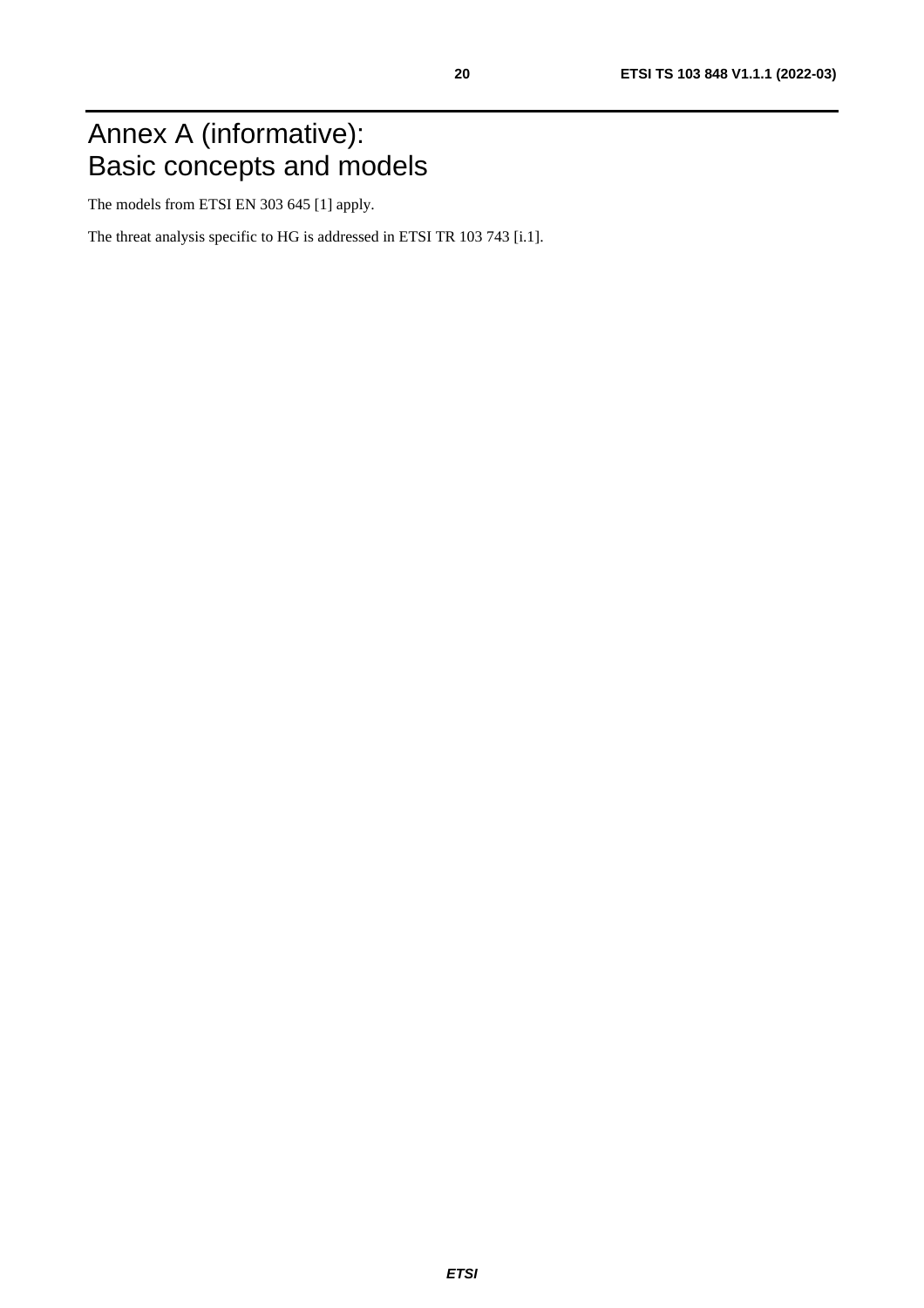# Annex A (informative): Basic concepts and models

The models from ETSI EN 303 645 [1] apply.

The threat analysis specific to HG is addressed in ETSI TR 103 743 [i.1].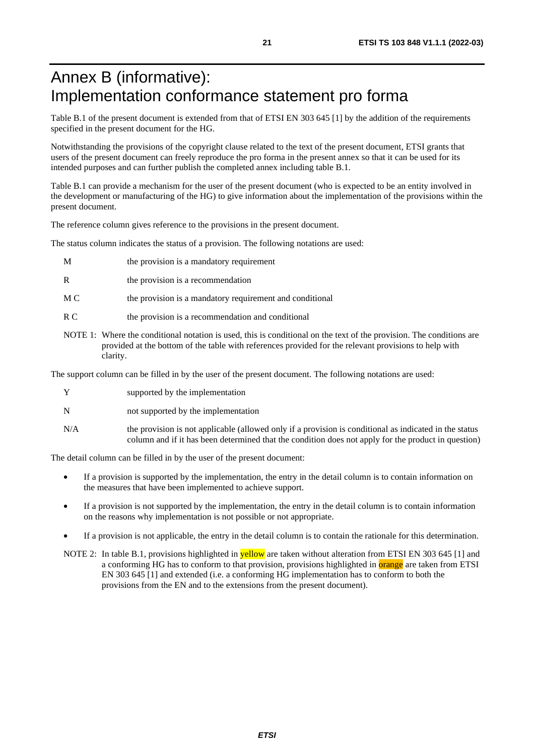# Annex B (informative): Implementation conformance statement pro forma

Table B.1 of the present document is extended from that of ETSI EN 303 645 [1] by the addition of the requirements specified in the present document for the HG.

Notwithstanding the provisions of the copyright clause related to the text of the present document, ETSI grants that users of the present document can freely reproduce the pro forma in the present annex so that it can be used for its intended purposes and can further publish the completed annex including table B.1.

Table B.1 can provide a mechanism for the user of the present document (who is expected to be an entity involved in the development or manufacturing of the HG) to give information about the implementation of the provisions within the present document.

The reference column gives reference to the provisions in the present document.

The status column indicates the status of a provision. The following notations are used:

| | |
|---|---|
| M | the provision is a mandatory requirement |
| R | the provision is a recommendation |
| M C | the provision is a mandatory requirement and conditional |
| R C | the provision is a recommendation and conditional |

NOTE 1: Where the conditional notation is used, this is conditional on the text of the provision. The conditions are provided at the bottom of the table with references provided for the relevant provisions to help with clarity.

The support column can be filled in by the user of the present document. The following notations are used:

| | |
|---|---|
| Y | supported by the implementation |
| N | not supported by the implementation |
| N/A | the provision is not applicable (allowed only if a provision is conditional as indicated in the status column and if it has been determined that the condition does not apply for the product in question) |

The detail column can be filled in by the user of the present document:

- If a provision is supported by the implementation, the entry in the detail column is to contain information on the measures that have been implemented to achieve support.
- If a provision is not supported by the implementation, the entry in the detail column is to contain information on the reasons why implementation is not possible or not appropriate.
- If a provision is not applicable, the entry in the detail column is to contain the rationale for this determination.

NOTE 2: In table B.1, provisions highlighted in yellow are taken without alteration from ETSI EN 303 645 [1] and a conforming HG has to conform to that provision, provisions highlighted in orange are taken from ETSI EN 303 645 [1] and extended (i.e. a conforming HG implementation has to conform to both the provisions from the EN and to the extensions from the present document).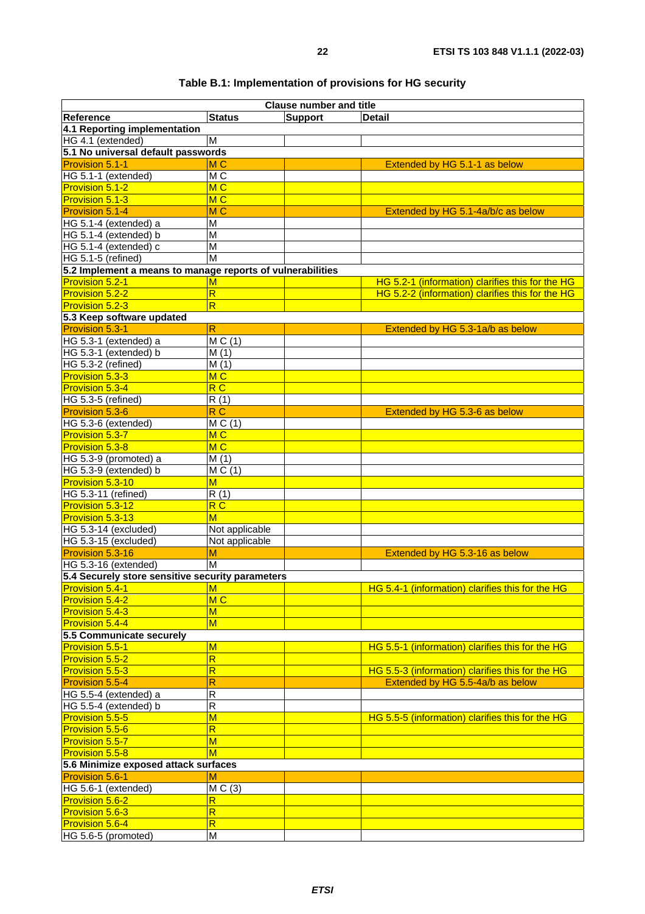**Table B.1: Implementation of provisions for HG security**

| Clause number and title | | | |
|---|---|---|---|
| **Reference** | **Status** | **Support** | **Detail** |
| **4.1 Reporting implementation** | | | |
| HG 4.1 (extended) | M | | |
| **5.1 No universal default passwords** | | | |
| Provision 5.1-1 | M C | | Extended by HG 5.1-1 as below |
| HG 5.1-1 (extended) | M C | | |
| Provision 5.1-2 | M C | | |
| Provision 5.1-3 | M C | | |
| Provision 5.1-4 | M C | | Extended by HG 5.1-4a/b/c as below |
| HG 5.1-4 (extended) a | M | | |
| HG 5.1-4 (extended) b | M | | |
| HG 5.1-4 (extended) c | M | | |
| HG 5.1-5 (refined) | M | | |
| **5.2 Implement a means to manage reports of vulnerabilities** | | | |
| Provision 5.2-1 | M | | HG 5.2-1 (information) clarifies this for the HG |
| Provision 5.2-2 | R | | HG 5.2-2 (information) clarifies this for the HG |
| Provision 5.2-3 | R | | |
| **5.3 Keep software updated** | | | |
| Provision 5.3-1 | R | | Extended by HG 5.3-1a/b as below |
| HG 5.3-1 (extended) a | M C (1) | | |
| HG 5.3-1 (extended) b | M (1) | | |
| HG 5.3-2 (refined) | M (1) | | |
| Provision 5.3-3 | M C | | |
| Provision 5.3-4 | R C | | |
| HG 5.3-5 (refined) | R (1) | | |
| Provision 5.3-6 | R C | | Extended by HG 5.3-6 as below |
| HG 5.3-6 (extended) | M C (1) | | |
| Provision 5.3-7 | M C | | |
| Provision 5.3-8 | M C | | |
| HG 5.3-9 (promoted) a | M (1) | | |
| HG 5.3-9 (extended) b | M C (1) | | |
| Provision 5.3-10 | M | | |
| HG 5.3-11 (refined) | R (1) | | |
| Provision 5.3-12 | R C | | |
| Provision 5.3-13 | M | | |
| HG 5.3-14 (excluded) | Not applicable | | |
| HG 5.3-15 (excluded) | Not applicable | | |
| Provision 5.3-16 | M | | Extended by HG 5.3-16 as below |
| HG 5.3-16 (extended) | M | | |
| **5.4 Securely store sensitive security parameters** | | | |
| Provision 5.4-1 | M | | HG 5.4-1 (information) clarifies this for the HG |
| Provision 5.4-2 | M C | | |
| Provision 5.4-3 | M | | |
| Provision 5.4-4 | M | | |
| **5.5 Communicate securely** | | | |
| Provision 5.5-1 | M | | HG 5.5-1 (information) clarifies this for the HG |
| Provision 5.5-2 | R | | |
| Provision 5.5-3 | R | | HG 5.5-3 (information) clarifies this for the HG |
| Provision 5.5-4 | R | | Extended by HG 5.5-4a/b as below |
| HG 5.5-4 (extended) a | R | | |
| HG 5.5-4 (extended) b | R | | |
| Provision 5.5-5 | M | | HG 5.5-5 (information) clarifies this for the HG |
| Provision 5.5-6 | R | | |
| Provision 5.5-7 | M | | |
| Provision 5.5-8 | M | | |
| **5.6 Minimize exposed attack surfaces** | | | |
| Provision 5.6-1 | M | | |
| HG 5.6-1 (extended) | M C (3) | | |
| Provision 5.6-2 | R | | |
| Provision 5.6-3 | R | | |
| Provision 5.6-4 | R | | |
| HG 5.6-5 (promoted) | M | | |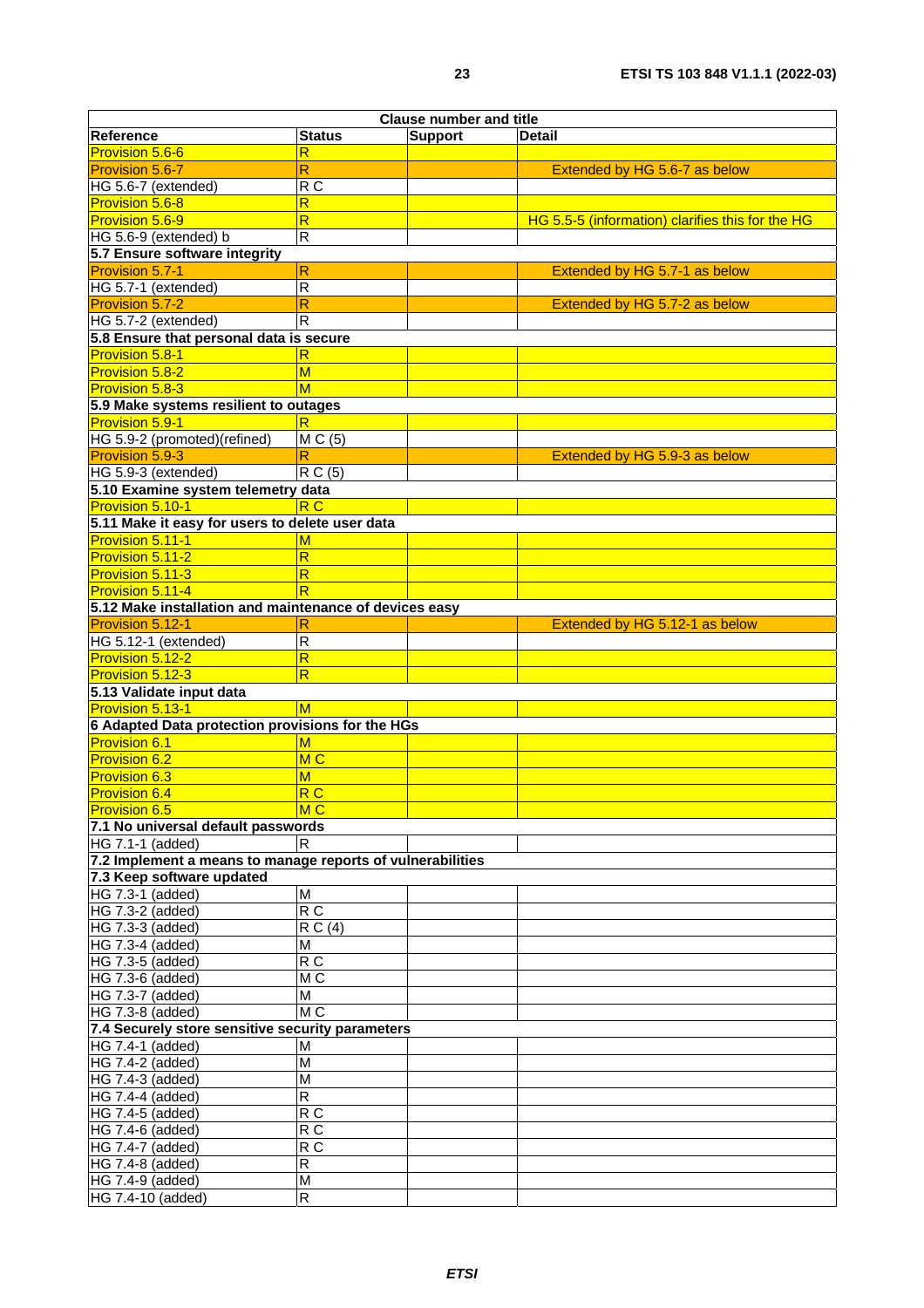| Clause number and title | | | |
|---|---|---|---|
| **Reference** | **Status** | **Support** | **Detail** |
| Provision 5.6-6 | R | | |
| Provision 5.6-7 | R | | Extended by HG 5.6-7 as below |
| HG 5.6-7 (extended) | R C | | |
| Provision 5.6-8 | R | | |
| Provision 5.6-9 | R | | HG 5.5-5 (information) clarifies this for the HG |
| HG 5.6-9 (extended) b | R | | |
| **5.7 Ensure software integrity** | | | |
| Provision 5.7-1 | R | | Extended by HG 5.7-1 as below |
| HG 5.7-1 (extended) | R | | |
| Provision 5.7-2 | R | | Extended by HG 5.7-2 as below |
| HG 5.7-2 (extended) | R | | |
| **5.8 Ensure that personal data is secure** | | | |
| Provision 5.8-1 | R | | |
| Provision 5.8-2 | M | | |
| Provision 5.8-3 | M | | |
| **5.9 Make systems resilient to outages** | | | |
| Provision 5.9-1 | R | | |
| HG 5.9-2 (promoted)(refined) | M C (5) | | |
| Provision 5.9-3 | R | | Extended by HG 5.9-3 as below |
| HG 5.9-3 (extended) | R C (5) | | |
| **5.10 Examine system telemetry data** | | | |
| Provision 5.10-1 | R C | | |
| **5.11 Make it easy for users to delete user data** | | | |
| Provision 5.11-1 | M | | |
| Provision 5.11-2 | R | | |
| Provision 5.11-3 | R | | |
| Provision 5.11-4 | R | | |
| **5.12 Make installation and maintenance of devices easy** | | | |
| Provision 5.12-1 | R | | Extended by HG 5.12-1 as below |
| HG 5.12-1 (extended) | R | | |
| Provision 5.12-2 | R | | |
| Provision 5.12-3 | R | | |
| **5.13 Validate input data** | | | |
| Provision 5.13-1 | M | | |
| **6 Adapted Data protection provisions for the HGs** | | | |
| Provision 6.1 | M | | |
| Provision 6.2 | M C | | |
| Provision 6.3 | M | | |
| Provision 6.4 | R C | | |
| Provision 6.5 | M C | | |
| **7.1 No universal default passwords** | | | |
| HG 7.1-1 (added) | R | | |
| **7.2 Implement a means to manage reports of vulnerabilities** | | | |
| **7.3 Keep software updated** | | | |
| HG 7.3-1 (added) | M | | |
| HG 7.3-2 (added) | R C | | |
| HG 7.3-3 (added) | R C (4) | | |
| HG 7.3-4 (added) | M | | |
| HG 7.3-5 (added) | R C | | |
| HG 7.3-6 (added) | M C | | |
| HG 7.3-7 (added) | M | | |
| HG 7.3-8 (added) | M C | | |
| **7.4 Securely store sensitive security parameters** | | | |
| HG 7.4-1 (added) | M | | |
| HG 7.4-2 (added) | M | | |
| HG 7.4-3 (added) | M | | |
| HG 7.4-4 (added) | R | | |
| HG 7.4-5 (added) | R C | | |
| HG 7.4-6 (added) | R C | | |
| HG 7.4-7 (added) | R C | | |
| HG 7.4-8 (added) | R | | |
| HG 7.4-9 (added) | M | | |
| HG 7.4-10 (added) | R | | |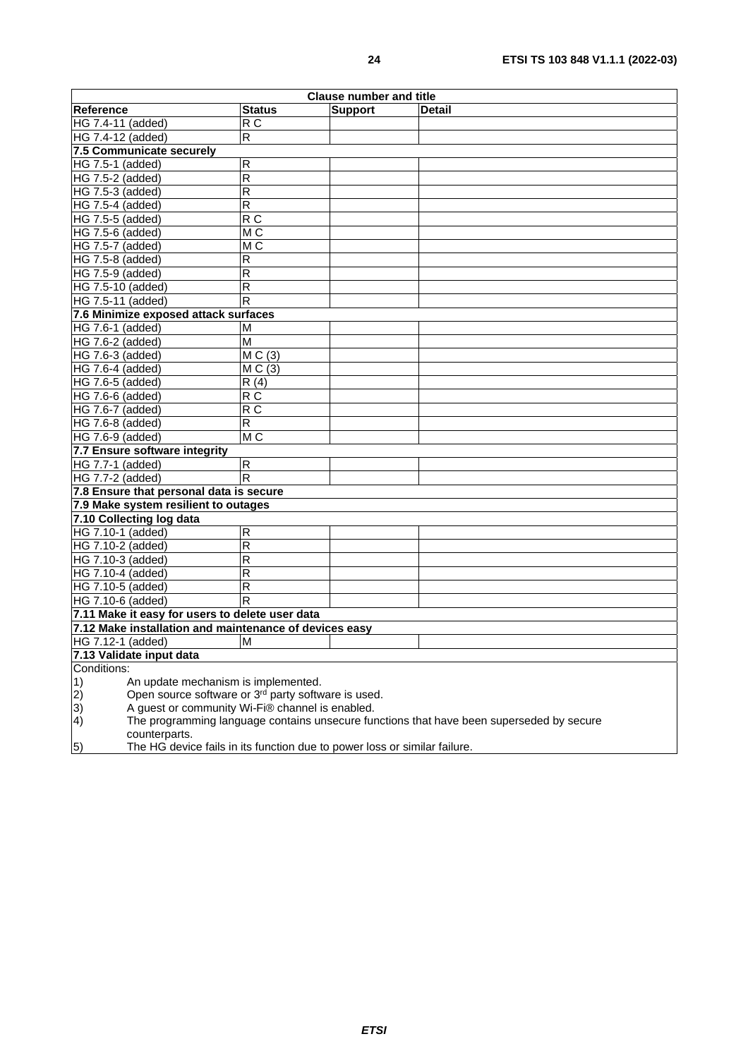| Clause number and title | | | |
|---|---|---|---|
| **Reference** | **Status** | **Support** | **Detail** |
| HG 7.4-11 (added) | R C | | |
| HG 7.4-12 (added) | R | | |
| **7.5 Communicate securely** | | | |
| HG 7.5-1 (added) | R | | |
| HG 7.5-2 (added) | R | | |
| HG 7.5-3 (added) | R | | |
| HG 7.5-4 (added) | R | | |
| HG 7.5-5 (added) | R C | | |
| HG 7.5-6 (added) | M C | | |
| HG 7.5-7 (added) | M C | | |
| HG 7.5-8 (added) | R | | |
| HG 7.5-9 (added) | R | | |
| HG 7.5-10 (added) | R | | |
| HG 7.5-11 (added) | R | | |
| **7.6 Minimize exposed attack surfaces** | | | |
| HG 7.6-1 (added) | M | | |
| HG 7.6-2 (added) | M | | |
| HG 7.6-3 (added) | M C (3) | | |
| HG 7.6-4 (added) | M C (3) | | |
| HG 7.6-5 (added) | R (4) | | |
| HG 7.6-6 (added) | R C | | |
| HG 7.6-7 (added) | R C | | |
| HG 7.6-8 (added) | R | | |
| HG 7.6-9 (added) | M C | | |
| **7.7 Ensure software integrity** | | | |
| HG 7.7-1 (added) | R | | |
| HG 7.7-2 (added) | R | | |
| **7.8 Ensure that personal data is secure** | | | |
| **7.9 Make system resilient to outages** | | | |
| **7.10 Collecting log data** | | | |
| HG 7.10-1 (added) | R | | |
| HG 7.10-2 (added) | R | | |
| HG 7.10-3 (added) | R | | |
| HG 7.10-4 (added) | R | | |
| HG 7.10-5 (added) | R | | |
| HG 7.10-6 (added) | R | | |
| **7.11 Make it easy for users to delete user data** | | | |
| **7.12 Make installation and maintenance of devices easy** | | | |
| HG 7.12-1 (added) | M | | |
| **7.13 Validate input data** | | | |

Conditions:

1) An update mechanism is implemented.
2) Open source software or 3rd party software is used.
3) A guest or community Wi-Fi® channel is enabled.
4) The programming language contains unsecure functions that have been superseded by secure counterparts.
5) The HG device fails in its function due to power loss or similar failure.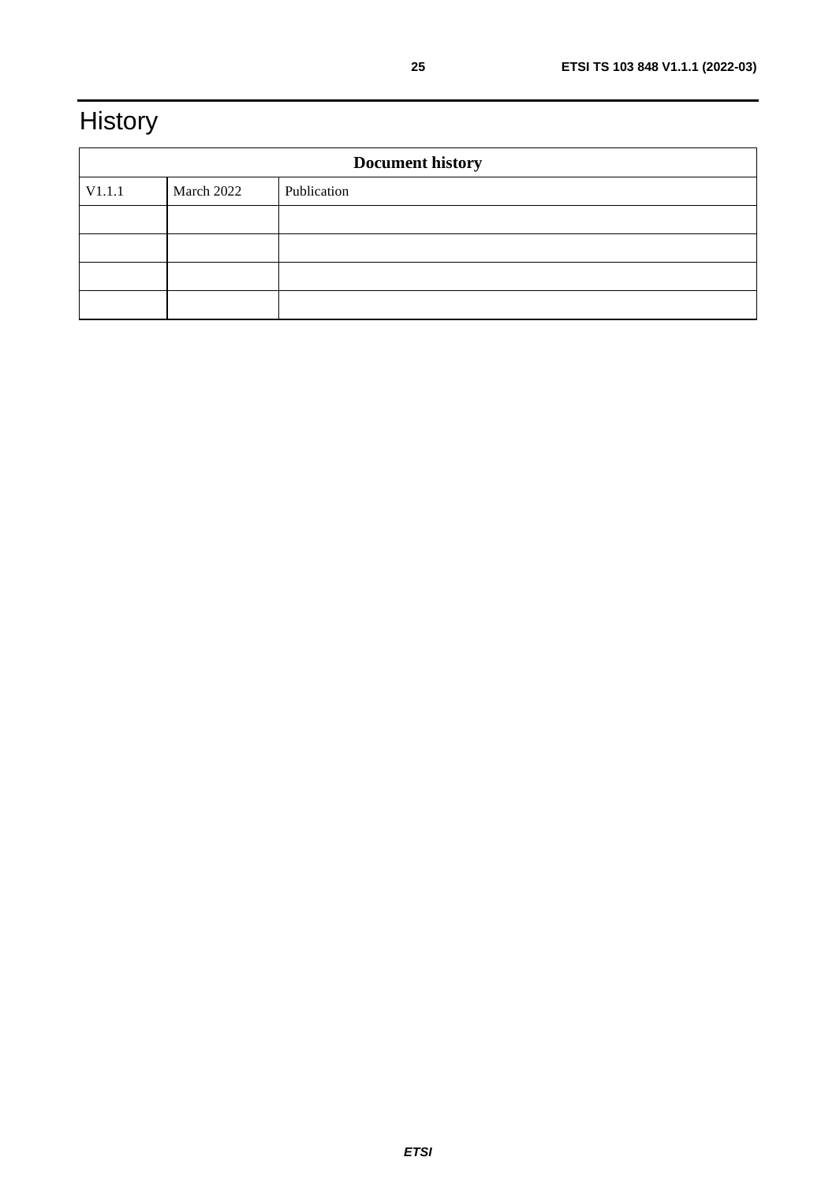# History

| Document history | | |
|---|---|---|
| V1.1.1 | March 2022 | Publication |
| | | |
| | | |
| | | |
| | | |